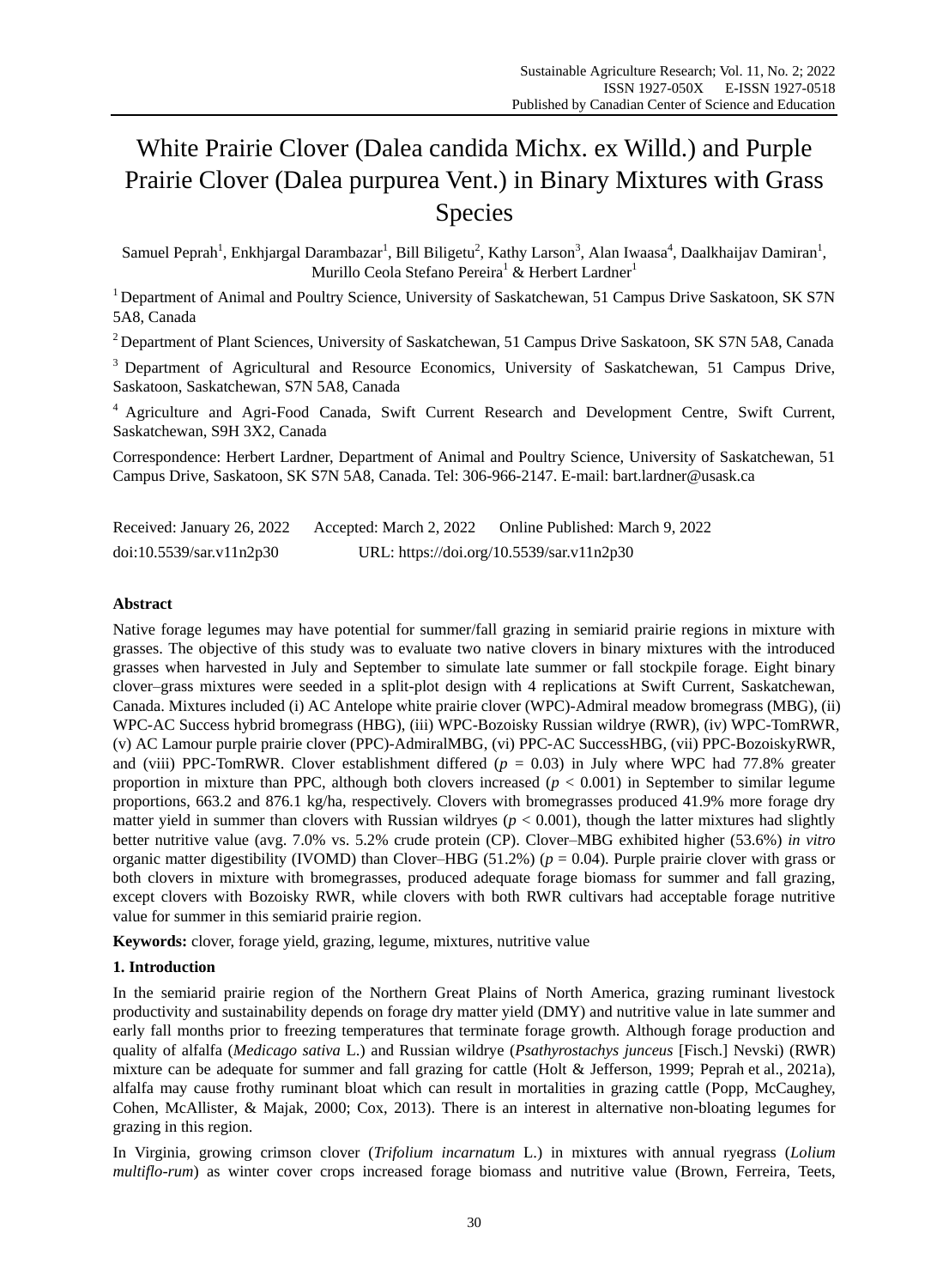# White Prairie Clover (Dalea candida Michx. ex Willd.) and Purple Prairie Clover (Dalea purpurea Vent.) in Binary Mixtures with Grass Species

Samuel Peprah[1], Enkhjargal Darambazar[1], Bill Biligetu[2], Kathy Larson[3], Alan Iwaasa[4], Daalkhaijav Damiran[1], Murillo Ceola Stefano Pereira[1] & Herbert Lardner[1]

[1] Department of Animal and Poultry Science, University of Saskatchewan, 51 Campus Drive Saskatoon, SK S7N 5A8, Canada

[2] Department of Plant Sciences, University of Saskatchewan, 51 Campus Drive Saskatoon, SK S7N 5A8, Canada

[3] Department of Agricultural and Resource Economics, University of Saskatchewan, 51 Campus Drive, Saskatoon, Saskatchewan, S7N 5A8, Canada

[4] Agriculture and Agri-Food Canada, Swift Current Research and Development Centre, Swift Current, Saskatchewan, S9H 3X2, Canada

Correspondence: Herbert Lardner, Department of Animal and Poultry Science, University of Saskatchewan, 51 Campus Drive, Saskatoon, SK S7N 5A8, Canada. Tel: 306-966-2147. E-mail: bart.lardner@usask.ca

Received: January 26, 2022 Accepted: March 2, 2022 Online Published: March 9, 2022

doi:10.5539/sar.v11n2p30 URL: https://doi.org/10.5539/sar.v11n2p30

## Abstract

Native forage legumes may have potential for summer/fall grazing in semiarid prairie regions in mixture with grasses. The objective of this study was to evaluate two native clovers in binary mixtures with the introduced grasses when harvested in July and September to simulate late summer or fall stockpile forage. Eight binary clover–grass mixtures were seeded in a split-plot design with 4 replications at Swift Current, Saskatchewan, Canada. Mixtures included (i) AC Antelope white prairie clover (WPC)-Admiral meadow bromegrass (MBG), (ii) WPC-AC Success hybrid bromegrass (HBG), (iii) WPC-Bozoisky Russian wildrye (RWR), (iv) WPC-TomRWR, (v) AC Lamour purple prairie clover (PPC)-AdmiralMBG, (vi) PPC-AC SuccessHBG, (vii) PPC-BozoiskyRWR, and (viii) PPC-TomRWR. Clover establishment differed ($p$ = 0.03) in July where WPC had 77.8% greater proportion in mixture than PPC, although both clovers increased ($p < 0.001$) in September to similar legume proportions, 663.2 and 876.1 kg/ha, respectively. Clovers with bromegrasses produced 41.9% more forage dry matter yield in summer than clovers with Russian wildryes ($p < 0.001$), though the latter mixtures had slightly better nutritive value (avg. 7.0% vs. 5.2% crude protein (CP). Clover–MBG exhibited higher (53.6%) *in vitro* organic matter digestibility (IVOMD) than Clover–HBG (51.2%) ($p$ = 0.04). Purple prairie clover with grass or both clovers in mixture with bromegrasses, produced adequate forage biomass for summer and fall grazing, except clovers with Bozoisky RWR, while clovers with both RWR cultivars had acceptable forage nutritive value for summer in this semiarid prairie region.

**Keywords:** clover, forage yield, grazing, legume, mixtures, nutritive value

## 1. Introduction

In the semiarid prairie region of the Northern Great Plains of North America, grazing ruminant livestock productivity and sustainability depends on forage dry matter yield (DMY) and nutritive value in late summer and early fall months prior to freezing temperatures that terminate forage growth. Although forage production and quality of alfalfa (*Medicago sativa* L.) and Russian wildrye (*Psathyrostachys junceus* [Fisch.] Nevski) (RWR) mixture can be adequate for summer and fall grazing for cattle (Holt & Jefferson, 1999; Peprah et al., 2021a), alfalfa may cause frothy ruminant bloat which can result in mortalities in grazing cattle (Popp, McCaughey, Cohen, McAllister, & Majak, 2000; Cox, 2013). There is an interest in alternative non-bloating legumes for grazing in this region.

In Virginia, growing crimson clover (*Trifolium incarnatum* L.) in mixtures with annual ryegrass (*Lolium multiflo-rum*) as winter cover crops increased forage biomass and nutritive value (Brown, Ferreira, Teets,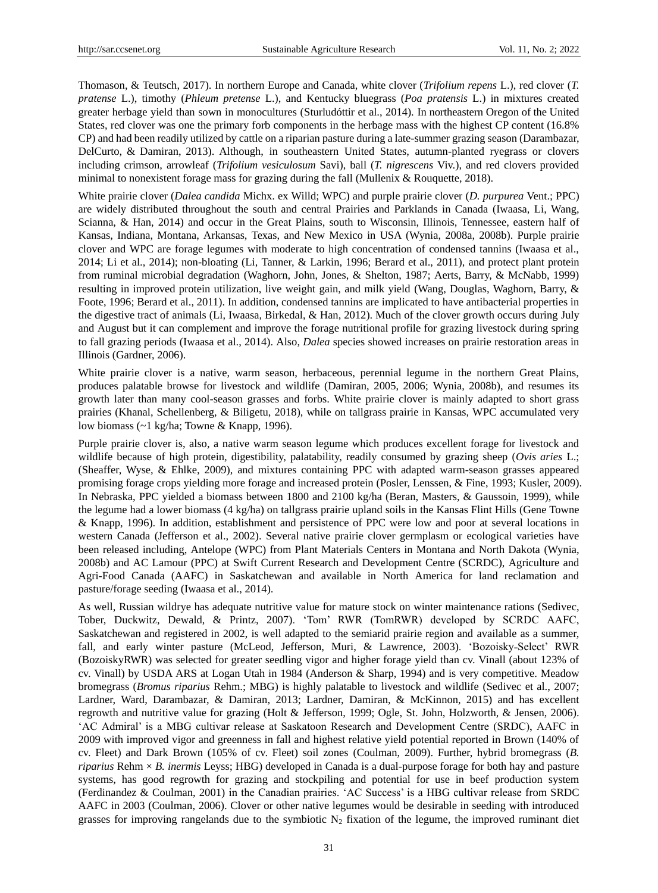Thomason, & Teutsch, 2017). In northern Europe and Canada, white clover (*Trifolium repens* L.), red clover (*T. pratense* L.), timothy (*Phleum pretense* L.), and Kentucky bluegrass (*Poa pratensis* L.) in mixtures created greater herbage yield than sown in monocultures (Sturludóttir et al., 2014). In northeastern Oregon of the United States, red clover was one the primary forb components in the herbage mass with the highest CP content (16.8% CP) and had been readily utilized by cattle on a riparian pasture during a late-summer grazing season (Darambazar, DelCurto, & Damiran, 2013). Although, in southeastern United States, autumn-planted ryegrass or clovers including crimson, arrowleaf (*Trifolium vesiculosum* Savi), ball (*T. nigrescens* Viv.), and red clovers provided minimal to nonexistent forage mass for grazing during the fall (Mullenix & Rouquette, 2018).

White prairie clover (*Dalea candida* Michx. ex Willd; WPC) and purple prairie clover (*D. purpurea* Vent.; PPC) are widely distributed throughout the south and central Prairies and Parklands in Canada (Iwaasa, Li, Wang, Scianna, & Han, 2014) and occur in the Great Plains, south to Wisconsin, Illinois, Tennessee, eastern half of Kansas, Indiana, Montana, Arkansas, Texas, and New Mexico in USA (Wynia, 2008a, 2008b). Purple prairie clover and WPC are forage legumes with moderate to high concentration of condensed tannins (Iwaasa et al., 2014; Li et al., 2014); non-bloating (Li, Tanner, & Larkin, 1996; Berard et al., 2011), and protect plant protein from ruminal microbial degradation (Waghorn, John, Jones, & Shelton, 1987; Aerts, Barry, & McNabb, 1999) resulting in improved protein utilization, live weight gain, and milk yield (Wang, Douglas, Waghorn, Barry, & Foote, 1996; Berard et al., 2011). In addition, condensed tannins are implicated to have antibacterial properties in the digestive tract of animals (Li, Iwaasa, Birkedal, & Han, 2012). Much of the clover growth occurs during July and August but it can complement and improve the forage nutritional profile for grazing livestock during spring to fall grazing periods (Iwaasa et al., 2014). Also, *Dalea* species showed increases on prairie restoration areas in Illinois (Gardner, 2006).

White prairie clover is a native, warm season, herbaceous, perennial legume in the northern Great Plains, produces palatable browse for livestock and wildlife (Damiran, 2005, 2006; Wynia, 2008b), and resumes its growth later than many cool-season grasses and forbs. White prairie clover is mainly adapted to short grass prairies (Khanal, Schellenberg, & Biligetu, 2018), while on tallgrass prairie in Kansas, WPC accumulated very low biomass (~1 kg/ha; Towne & Knapp, 1996).

Purple prairie clover is, also, a native warm season legume which produces excellent forage for livestock and wildlife because of high protein, digestibility, palatability, readily consumed by grazing sheep (*Ovis aries* L.; (Sheaffer, Wyse, & Ehlke, 2009), and mixtures containing PPC with adapted warm-season grasses appeared promising forage crops yielding more forage and increased protein (Posler, Lenssen, & Fine, 1993; Kusler, 2009). In Nebraska, PPC yielded a biomass between 1800 and 2100 kg/ha (Beran, Masters, & Gaussoin, 1999), while the legume had a lower biomass (4 kg/ha) on tallgrass prairie upland soils in the Kansas Flint Hills (Gene Towne & Knapp, 1996). In addition, establishment and persistence of PPC were low and poor at several locations in western Canada (Jefferson et al., 2002). Several native prairie clover germplasm or ecological varieties have been released including, Antelope (WPC) from Plant Materials Centers in Montana and North Dakota (Wynia, 2008b) and AC Lamour (PPC) at Swift Current Research and Development Centre (SCRDC), Agriculture and Agri-Food Canada (AAFC) in Saskatchewan and available in North America for land reclamation and pasture/forage seeding (Iwaasa et al., 2014).

As well, Russian wildrye has adequate nutritive value for mature stock on winter maintenance rations (Sedivec, Tober, Duckwitz, Dewald, & Printz, 2007). 'Tom' RWR (TomRWR) developed by SCRDC AAFC, Saskatchewan and registered in 2002, is well adapted to the semiarid prairie region and available as a summer, fall, and early winter pasture (McLeod, Jefferson, Muri, & Lawrence, 2003). 'Bozoisky-Select' RWR (BozoiskyRWR) was selected for greater seedling vigor and higher forage yield than cv. Vinall (about 123% of cv. Vinall) by USDA ARS at Logan Utah in 1984 (Anderson & Sharp, 1994) and is very competitive. Meadow bromegrass (*Bromus riparius* Rehm.; MBG) is highly palatable to livestock and wildlife (Sedivec et al., 2007; Lardner, Ward, Darambazar, & Damiran, 2013; Lardner, Damiran, & McKinnon, 2015) and has excellent regrowth and nutritive value for grazing (Holt & Jefferson, 1999; Ogle, St. John, Holzworth, & Jensen, 2006). 'AC Admiral' is a MBG cultivar release at Saskatoon Research and Development Centre (SRDC), AAFC in 2009 with improved vigor and greenness in fall and highest relative yield potential reported in Brown (140% of cv. Fleet) and Dark Brown (105% of cv. Fleet) soil zones (Coulman, 2009). Further, hybrid bromegrass (*B. riparius* Rehm × *B. inermis* Leyss; HBG) developed in Canada is a dual-purpose forage for both hay and pasture systems, has good regrowth for grazing and stockpiling and potential for use in beef production system (Ferdinandez & Coulman, 2001) in the Canadian prairies. 'AC Success' is a HBG cultivar release from SRDC AAFC in 2003 (Coulman, 2006). Clover or other native legumes would be desirable in seeding with introduced grasses for improving rangelands due to the symbiotic $N_2$ fixation of the legume, the improved ruminant diet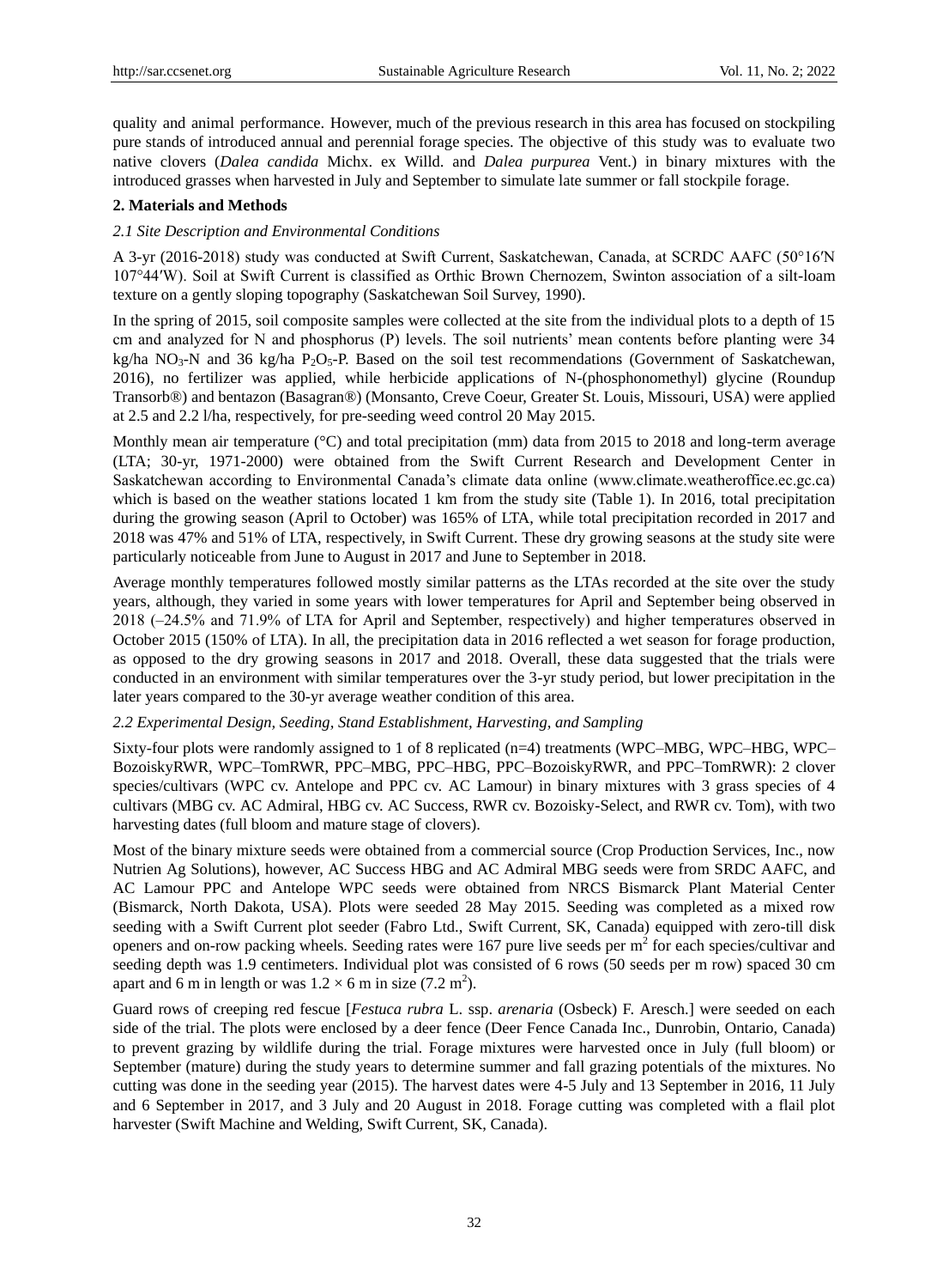quality and animal performance. However, much of the previous research in this area has focused on stockpiling pure stands of introduced annual and perennial forage species. The objective of this study was to evaluate two native clovers (*Dalea candida* Michx. ex Willd. and *Dalea purpurea* Vent.) in binary mixtures with the introduced grasses when harvested in July and September to simulate late summer or fall stockpile forage.

## 2. Materials and Methods

### *2.1 Site Description and Environmental Conditions*

A 3-yr (2016-2018) study was conducted at Swift Current, Saskatchewan, Canada, at SCRDC AAFC (50°16′N 107°44′W). Soil at Swift Current is classified as Orthic Brown Chernozem, Swinton association of a silt-loam texture on a gently sloping topography (Saskatchewan Soil Survey, 1990).

In the spring of 2015, soil composite samples were collected at the site from the individual plots to a depth of 15 cm and analyzed for N and phosphorus (P) levels. The soil nutrients' mean contents before planting were 34 kg/ha $NO_3$-N and 36 kg/ha $P_2O_5$-P. Based on the soil test recommendations (Government of Saskatchewan, 2016), no fertilizer was applied, while herbicide applications of N-(phosphonomethyl) glycine (Roundup Transorb®) and bentazon (Basagran®) (Monsanto, Creve Coeur, Greater St. Louis, Missouri, USA) were applied at 2.5 and 2.2 l/ha, respectively, for pre-seeding weed control 20 May 2015.

Monthly mean air temperature (°C) and total precipitation (mm) data from 2015 to 2018 and long-term average (LTA; 30-yr, 1971-2000) were obtained from the Swift Current Research and Development Center in Saskatchewan according to Environmental Canada's climate data online (www.climate.weatheroffice.ec.gc.ca) which is based on the weather stations located 1 km from the study site (Table 1). In 2016, total precipitation during the growing season (April to October) was 165% of LTA, while total precipitation recorded in 2017 and 2018 was 47% and 51% of LTA, respectively, in Swift Current. These dry growing seasons at the study site were particularly noticeable from June to August in 2017 and June to September in 2018.

Average monthly temperatures followed mostly similar patterns as the LTAs recorded at the site over the study years, although, they varied in some years with lower temperatures for April and September being observed in 2018 (–24.5% and 71.9% of LTA for April and September, respectively) and higher temperatures observed in October 2015 (150% of LTA). In all, the precipitation data in 2016 reflected a wet season for forage production, as opposed to the dry growing seasons in 2017 and 2018. Overall, these data suggested that the trials were conducted in an environment with similar temperatures over the 3-yr study period, but lower precipitation in the later years compared to the 30-yr average weather condition of this area.

### *2.2 Experimental Design, Seeding, Stand Establishment, Harvesting, and Sampling*

Sixty-four plots were randomly assigned to 1 of 8 replicated (n=4) treatments (WPC–MBG, WPC–HBG, WPC–BozoiskyRWR, WPC–TomRWR, PPC–MBG, PPC–HBG, PPC–BozoiskyRWR, and PPC–TomRWR): 2 clover species/cultivars (WPC cv. Antelope and PPC cv. AC Lamour) in binary mixtures with 3 grass species of 4 cultivars (MBG cv. AC Admiral, HBG cv. AC Success, RWR cv. Bozoisky-Select, and RWR cv. Tom), with two harvesting dates (full bloom and mature stage of clovers).

Most of the binary mixture seeds were obtained from a commercial source (Crop Production Services, Inc., now Nutrien Ag Solutions), however, AC Success HBG and AC Admiral MBG seeds were from SRDC AAFC, and AC Lamour PPC and Antelope WPC seeds were obtained from NRCS Bismarck Plant Material Center (Bismarck, North Dakota, USA). Plots were seeded 28 May 2015. Seeding was completed as a mixed row seeding with a Swift Current plot seeder (Fabro Ltd., Swift Current, SK, Canada) equipped with zero-till disk openers and on-row packing wheels. Seeding rates were 167 pure live seeds per $m^2$ for each species/cultivar and seeding depth was 1.9 centimeters. Individual plot was consisted of 6 rows (50 seeds per m row) spaced 30 cm apart and 6 m in length or was $1.2 \times 6$ m in size (7.2 $m^2$).

Guard rows of creeping red fescue [*Festuca rubra* L. ssp. *arenaria* (Osbeck) F. Aresch.] were seeded on each side of the trial. The plots were enclosed by a deer fence (Deer Fence Canada Inc., Dunrobin, Ontario, Canada) to prevent grazing by wildlife during the trial. Forage mixtures were harvested once in July (full bloom) or September (mature) during the study years to determine summer and fall grazing potentials of the mixtures. No cutting was done in the seeding year (2015). The harvest dates were 4-5 July and 13 September in 2016, 11 July and 6 September in 2017, and 3 July and 20 August in 2018. Forage cutting was completed with a flail plot harvester (Swift Machine and Welding, Swift Current, SK, Canada).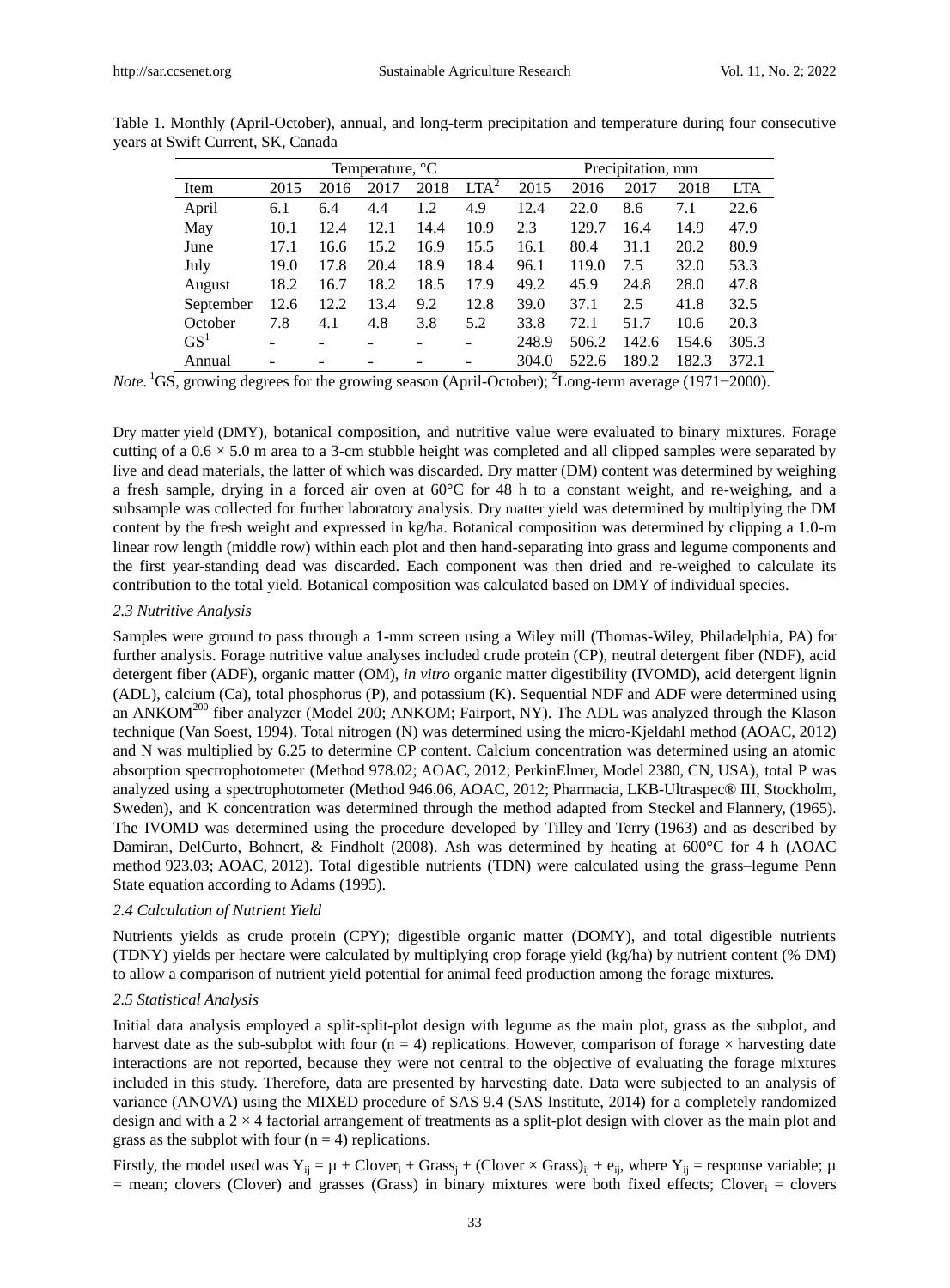Table 1. Monthly (April-October), annual, and long-term precipitation and temperature during four consecutive years at Swift Current, SK, Canada

| | Temperature, °C | | | | | Precipitation, mm | | | | |
|---|---|---|---|---|---|---|---|---|---|---|
| Item | 2015 | 2016 | 2017 | 2018 | LTA[2] | 2015 | 2016 | 2017 | 2018 | LTA |
| April | 6.1 | 6.4 | 4.4 | 1.2 | 4.9 | 12.4 | 22.0 | 8.6 | 7.1 | 22.6 |
| May | 10.1 | 12.4 | 12.1 | 14.4 | 10.9 | 2.3 | 129.7 | 16.4 | 14.9 | 47.9 |
| June | 17.1 | 16.6 | 15.2 | 16.9 | 15.5 | 16.1 | 80.4 | 31.1 | 20.2 | 80.9 |
| July | 19.0 | 17.8 | 20.4 | 18.9 | 18.4 | 96.1 | 119.0 | 7.5 | 32.0 | 53.3 |
| August | 18.2 | 16.7 | 18.2 | 18.5 | 17.9 | 49.2 | 45.9 | 24.8 | 28.0 | 47.8 |
| September | 12.6 | 12.2 | 13.4 | 9.2 | 12.8 | 39.0 | 37.1 | 2.5 | 41.8 | 32.5 |
| October | 7.8 | 4.1 | 4.8 | 3.8 | 5.2 | 33.8 | 72.1 | 51.7 | 10.6 | 20.3 |
| GS[1] | - | - | - | - | - | 248.9 | 506.2 | 142.6 | 154.6 | 305.3 |
| Annual | - | - | - | - | - | 304.0 | 522.6 | 189.2 | 182.3 | 372.1 |

*Note.* [1]GS, growing degrees for the growing season (April-October); [2]Long-term average (1971−2000).

Dry matter yield (DMY), botanical composition, and nutritive value were evaluated to binary mixtures. Forage cutting of a 0.6 × 5.0 m area to a 3-cm stubble height was completed and all clipped samples were separated by live and dead materials, the latter of which was discarded. Dry matter (DM) content was determined by weighing a fresh sample, drying in a forced air oven at 60°C for 48 h to a constant weight, and re-weighing, and a subsample was collected for further laboratory analysis. Dry matter yield was determined by multiplying the DM content by the fresh weight and expressed in kg/ha. Botanical composition was determined by clipping a 1.0-m linear row length (middle row) within each plot and then hand-separating into grass and legume components and the first year-standing dead was discarded. Each component was then dried and re-weighed to calculate its contribution to the total yield. Botanical composition was calculated based on DMY of individual species.

### 2.3 Nutritive Analysis

Samples were ground to pass through a 1-mm screen using a Wiley mill (Thomas-Wiley, Philadelphia, PA) for further analysis. Forage nutritive value analyses included crude protein (CP), neutral detergent fiber (NDF), acid detergent fiber (ADF), organic matter (OM), *in vitro* organic matter digestibility (IVOMD), acid detergent lignin (ADL), calcium (Ca), total phosphorus (P), and potassium (K). Sequential NDF and ADF were determined using an ANKOM[200] fiber analyzer (Model 200; ANKOM; Fairport, NY). The ADL was analyzed through the Klason technique (Van Soest, 1994). Total nitrogen (N) was determined using the micro-Kjeldahl method (AOAC, 2012) and N was multiplied by 6.25 to determine CP content. Calcium concentration was determined using an atomic absorption spectrophotometer (Method 978.02; AOAC, 2012; PerkinElmer, Model 2380, CN, USA), total P was analyzed using a spectrophotometer (Method 946.06, AOAC, 2012; Pharmacia, LKB-Ultraspec® III, Stockholm, Sweden), and K concentration was determined through the method adapted from Steckel and Flannery, (1965). The IVOMD was determined using the procedure developed by Tilley and Terry (1963) and as described by Damiran, DelCurto, Bohnert, & Findholt (2008). Ash was determined by heating at 600°C for 4 h (AOAC method 923.03; AOAC, 2012). Total digestible nutrients (TDN) were calculated using the grass–legume Penn State equation according to Adams (1995).

### 2.4 Calculation of Nutrient Yield

Nutrients yields as crude protein (CPY); digestible organic matter (DOMY), and total digestible nutrients (TDNY) yields per hectare were calculated by multiplying crop forage yield (kg/ha) by nutrient content (% DM) to allow a comparison of nutrient yield potential for animal feed production among the forage mixtures.

### 2.5 Statistical Analysis

Initial data analysis employed a split-split-plot design with legume as the main plot, grass as the subplot, and harvest date as the sub-subplot with four (n = 4) replications. However, comparison of forage × harvesting date interactions are not reported, because they were not central to the objective of evaluating the forage mixtures included in this study. Therefore, data are presented by harvesting date. Data were subjected to an analysis of variance (ANOVA) using the MIXED procedure of SAS 9.4 (SAS Institute, 2014) for a completely randomized design and with a 2 × 4 factorial arrangement of treatments as a split-plot design with clover as the main plot and grass as the subplot with four (n = 4) replications.

Firstly, the model used was $Y_{ij} = \mu + Clover_i + Grass_j + (Clover \times Grass)_{ij} + e_{ij}$, where $Y_{ij}$ = response variable; $\mu$ = mean; clovers (Clover) and grasses (Grass) in binary mixtures were both fixed effects; $Clover_i$ = clovers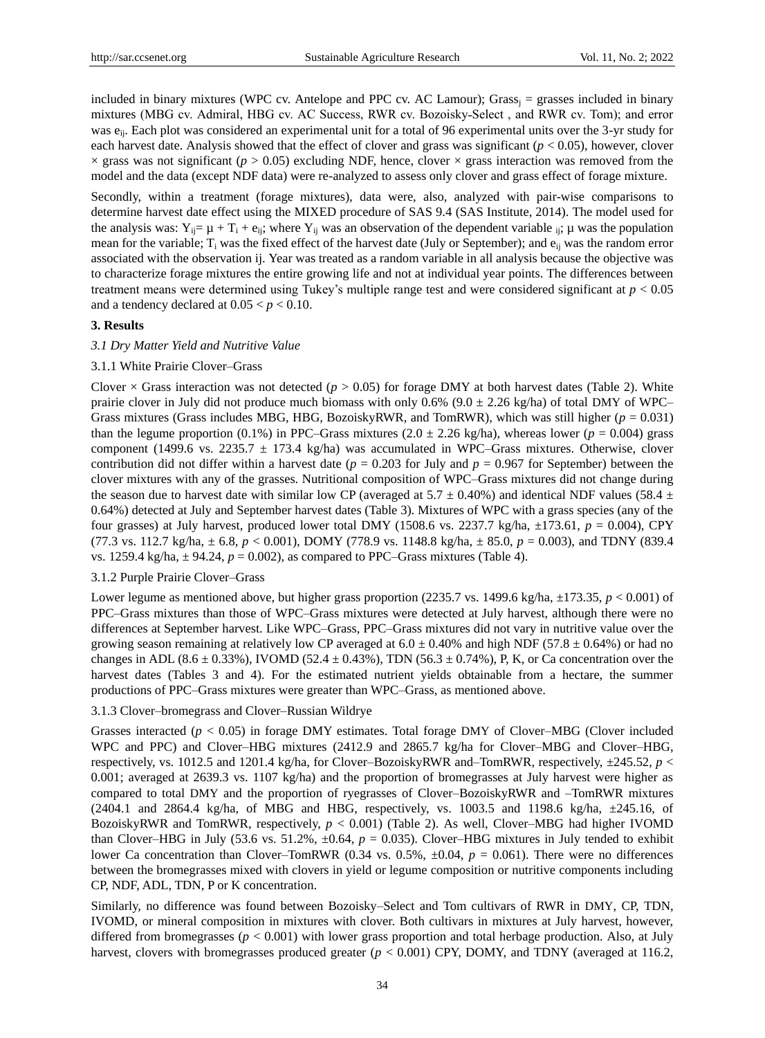included in binary mixtures (WPC cv. Antelope and PPC cv. AC Lamour); $Grass_j$ = grasses included in binary mixtures (MBG cv. Admiral, HBG cv. AC Success, RWR cv. Bozoisky-Select , and RWR cv. Tom); and error was $e_{ij}$. Each plot was considered an experimental unit for a total of 96 experimental units over the 3-yr study for each harvest date. Analysis showed that the effect of clover and grass was significant ($p < 0.05$), however, clover × grass was not significant ($p > 0.05$) excluding NDF, hence, clover × grass interaction was removed from the model and the data (except NDF data) were re-analyzed to assess only clover and grass effect of forage mixture.

Secondly, within a treatment (forage mixtures), data were, also, analyzed with pair-wise comparisons to determine harvest date effect using the MIXED procedure of SAS 9.4 (SAS Institute, 2014). The model used for the analysis was: $Y_{ij} = \mu + T_i + e_{ij}$; where $Y_{ij}$ was an observation of the dependent variable $_{ij}$; μ was the population mean for the variable; $T_i$ was the fixed effect of the harvest date (July or September); and $e_{ij}$ was the random error associated with the observation ij. Year was treated as a random variable in all analysis because the objective was to characterize forage mixtures the entire growing life and not at individual year points. The differences between treatment means were determined using Tukey's multiple range test and were considered significant at $p < 0.05$ and a tendency declared at $0.05 < p < 0.10$.

## 3. Results

### *3.1 Dry Matter Yield and Nutritive Value*

#### 3.1.1 White Prairie Clover–Grass

Clover × Grass interaction was not detected ($p > 0.05$) for forage DMY at both harvest dates (Table 2). White prairie clover in July did not produce much biomass with only 0.6% (9.0 ± 2.26 kg/ha) of total DMY of WPC–Grass mixtures (Grass includes MBG, HBG, BozoiskyRWR, and TomRWR), which was still higher ($p = 0.031$) than the legume proportion (0.1%) in PPC–Grass mixtures (2.0 ± 2.26 kg/ha), whereas lower ($p = 0.004$) grass component (1499.6 vs. 2235.7 ± 173.4 kg/ha) was accumulated in WPC–Grass mixtures. Otherwise, clover contribution did not differ within a harvest date ($p = 0.203$ for July and $p = 0.967$ for September) between the clover mixtures with any of the grasses. Nutritional composition of WPC–Grass mixtures did not change during the season due to harvest date with similar low CP (averaged at 5.7 ± 0.40%) and identical NDF values (58.4 ± 0.64%) detected at July and September harvest dates (Table 3). Mixtures of WPC with a grass species (any of the four grasses) at July harvest, produced lower total DMY (1508.6 vs. 2237.7 kg/ha, ±173.61, $p = 0.004$), CPY (77.3 vs. 112.7 kg/ha, ± 6.8, $p < 0.001$), DOMY (778.9 vs. 1148.8 kg/ha, ± 85.0, $p = 0.003$), and TDNY (839.4 vs. 1259.4 kg/ha, ± 94.24, $p = 0.002$), as compared to PPC–Grass mixtures (Table 4).

#### 3.1.2 Purple Prairie Clover–Grass

Lower legume as mentioned above, but higher grass proportion (2235.7 vs. 1499.6 kg/ha, ±173.35, $p < 0.001$) of PPC–Grass mixtures than those of WPC–Grass mixtures were detected at July harvest, although there were no differences at September harvest. Like WPC–Grass, PPC–Grass mixtures did not vary in nutritive value over the growing season remaining at relatively low CP averaged at 6.0 ± 0.40% and high NDF (57.8 ± 0.64%) or had no changes in ADL (8.6 ± 0.33%), IVOMD (52.4 ± 0.43%), TDN (56.3 ± 0.74%), P, K, or Ca concentration over the harvest dates (Tables 3 and 4). For the estimated nutrient yields obtainable from a hectare, the summer productions of PPC–Grass mixtures were greater than WPC–Grass, as mentioned above.

#### 3.1.3 Clover–bromegrass and Clover–Russian Wildrye

Grasses interacted ($p < 0.05$) in forage DMY estimates. Total forage DMY of Clover–MBG (Clover included WPC and PPC) and Clover–HBG mixtures (2412.9 and 2865.7 kg/ha for Clover–MBG and Clover–HBG, respectively, vs. 1012.5 and 1201.4 kg/ha, for Clover–BozoiskyRWR and–TomRWR, respectively, ±245.52, $p < 0.001$; averaged at 2639.3 vs. 1107 kg/ha) and the proportion of bromegrasses at July harvest were higher as compared to total DMY and the proportion of ryegrasses of Clover–BozoiskyRWR and –TomRWR mixtures (2404.1 and 2864.4 kg/ha, of MBG and HBG, respectively, vs. 1003.5 and 1198.6 kg/ha, ±245.16, of BozoiskyRWR and TomRWR, respectively, $p < 0.001$) (Table 2). As well, Clover–MBG had higher IVOMD than Clover–HBG in July (53.6 vs. 51.2%, ±0.64, $p = 0.035$). Clover–HBG mixtures in July tended to exhibit lower Ca concentration than Clover–TomRWR (0.34 vs. 0.5%, ±0.04, $p = 0.061$). There were no differences between the bromegrasses mixed with clovers in yield or legume composition or nutritive components including CP, NDF, ADL, TDN, P or K concentration.

Similarly, no difference was found between Bozoisky–Select and Tom cultivars of RWR in DMY, CP, TDN, IVOMD, or mineral composition in mixtures with clover. Both cultivars in mixtures at July harvest, however, differed from bromegrasses ($p < 0.001$) with lower grass proportion and total herbage production. Also, at July harvest, clovers with bromegrasses produced greater ($p < 0.001$) CPY, DOMY, and TDNY (averaged at 116.2,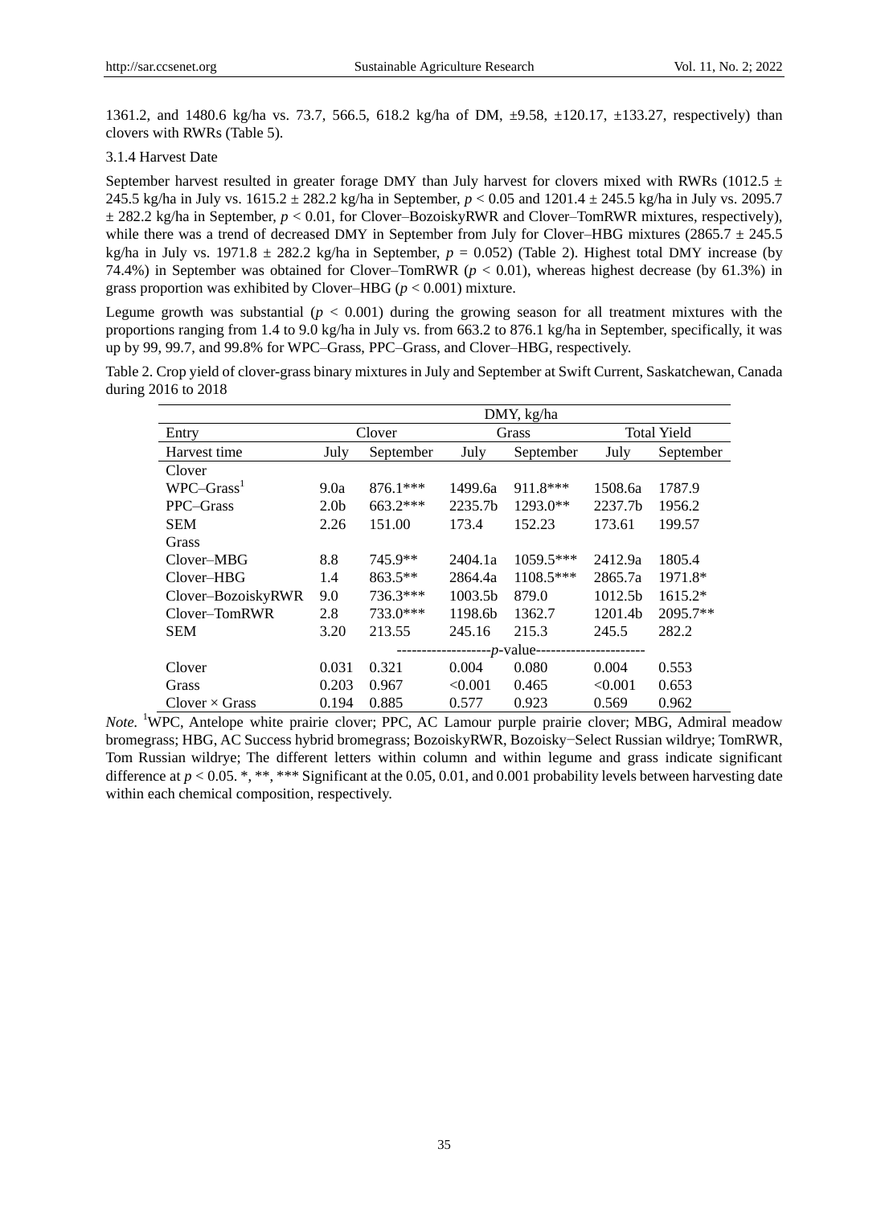1361.2, and 1480.6 kg/ha vs. 73.7, 566.5, 618.2 kg/ha of DM, ±9.58, ±120.17, ±133.27, respectively) than clovers with RWRs (Table 5).

### 3.1.4 Harvest Date

September harvest resulted in greater forage DMY than July harvest for clovers mixed with RWRs (1012.5 ± 245.5 kg/ha in July vs. 1615.2 ± 282.2 kg/ha in September, $p < 0.05$ and 1201.4 ± 245.5 kg/ha in July vs. 2095.7 ± 282.2 kg/ha in September, $p < 0.01$, for Clover–BozoiskyRWR and Clover–TomRWR mixtures, respectively), while there was a trend of decreased DMY in September from July for Clover–HBG mixtures (2865.7 ± 245.5 kg/ha in July vs. 1971.8 ± 282.2 kg/ha in September, $p = 0.052$) (Table 2). Highest total DMY increase (by 74.4%) in September was obtained for Clover–TomRWR ($p < 0.01$), whereas highest decrease (by 61.3%) in grass proportion was exhibited by Clover–HBG ($p < 0.001$) mixture.

Legume growth was substantial ($p < 0.001$) during the growing season for all treatment mixtures with the proportions ranging from 1.4 to 9.0 kg/ha in July vs. from 663.2 to 876.1 kg/ha in September, specifically, it was up by 99, 99.7, and 99.8% for WPC–Grass, PPC–Grass, and Clover–HBG, respectively.

Table 2. Crop yield of clover-grass binary mixtures in July and September at Swift Current, Saskatchewan, Canada during 2016 to 2018

| | DMY, kg/ha | | | | | |
|---|---|---|---|---|---|---|
| Entry | Clover | | Grass | | Total Yield | |
| Harvest time | July | September | July | September | July | September |
| Clover | | | | | | |
| WPC–Grass[1] | 9.0a | 876.1*** | 1499.6a | 911.8*** | 1508.6a | 1787.9 |
| PPC–Grass | 2.0b | 663.2*** | 2235.7b | 1293.0** | 2237.7b | 1956.2 |
| SEM | 2.26 | 151.00 | 173.4 | 152.23 | 173.61 | 199.57 |
| Grass | | | | | | |
| Clover–MBG | 8.8 | 745.9** | 2404.1a | 1059.5*** | 2412.9a | 1805.4 |
| Clover–HBG | 1.4 | 863.5** | 2864.4a | 1108.5*** | 2865.7a | 1971.8* |
| Clover–BozoiskyRWR | 9.0 | 736.3*** | 1003.5b | 879.0 | 1012.5b | 1615.2* |
| Clover–TomRWR | 2.8 | 733.0*** | 1198.6b | 1362.7 | 1201.4b | 2095.7** |
| SEM | 3.20 | 213.55 | 245.16 | 215.3 | 245.5 | 282.2 |
| | ---------- *p*-value ---------- | | | | | |
| Clover | 0.031 | 0.321 | 0.004 | 0.080 | 0.004 | 0.553 |
| Grass | 0.203 | 0.967 | <0.001 | 0.465 | <0.001 | 0.653 |
| Clover × Grass | 0.194 | 0.885 | 0.577 | 0.923 | 0.569 | 0.962 |

*Note.* [1]WPC, Antelope white prairie clover; PPC, AC Lamour purple prairie clover; MBG, Admiral meadow bromegrass; HBG, AC Success hybrid bromegrass; BozoiskyRWR, Bozoisky−Select Russian wildrye; TomRWR, Tom Russian wildrye; The different letters within column and within legume and grass indicate significant difference at $p < 0.05$. *, **, *** Significant at the 0.05, 0.01, and 0.001 probability levels between harvesting date within each chemical composition, respectively.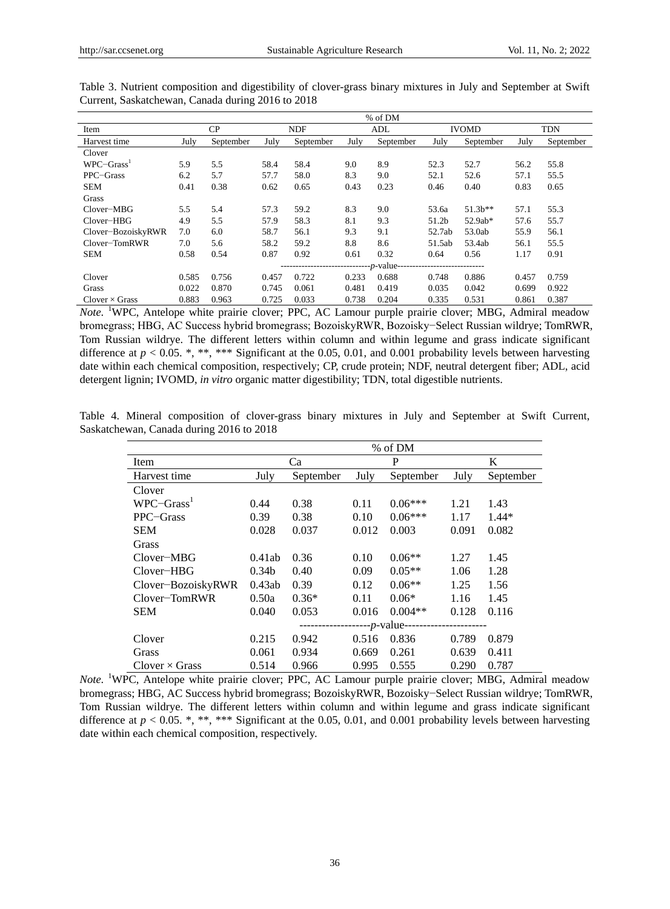Table 3. Nutrient composition and digestibility of clover-grass binary mixtures in July and September at Swift Current, Saskatchewan, Canada during 2016 to 2018

| | % of DM | | | | | | | | | |
|---|---|---|---|---|---|---|---|---|---|---|
| Item | CP | | NDF | | ADL | | IVOMD | | TDN | |
| Harvest time | July | September | July | September | July | September | July | September | July | September |
| Clover | | | | | | | | | | |
| WPC−Grass[1] | 5.9 | 5.5 | 58.4 | 58.4 | 9.0 | 8.9 | 52.3 | 52.7 | 56.2 | 55.8 |
| PPC−Grass | 6.2 | 5.7 | 57.7 | 58.0 | 8.3 | 9.0 | 52.1 | 52.6 | 57.1 | 55.5 |
| SEM | 0.41 | 0.38 | 0.62 | 0.65 | 0.43 | 0.23 | 0.46 | 0.40 | 0.83 | 0.65 |
| Grass | | | | | | | | | | |
| Clover−MBG | 5.5 | 5.4 | 57.3 | 59.2 | 8.3 | 9.0 | 53.6a | 51.3b** | 57.1 | 55.3 |
| Clover−HBG | 4.9 | 5.5 | 57.9 | 58.3 | 8.1 | 9.3 | 51.2b | 52.9ab* | 57.6 | 55.7 |
| Clover−BozoiskyRWR | 7.0 | 6.0 | 58.7 | 56.1 | 9.3 | 9.1 | 52.7ab | 53.0ab | 55.9 | 56.1 |
| Clover−TomRWR | 7.0 | 5.6 | 58.2 | 59.2 | 8.8 | 8.6 | 51.5ab | 53.4ab | 56.1 | 55.5 |
| SEM | 0.58 | 0.54 | 0.87 | 0.92 | 0.61 | 0.32 | 0.64 | 0.56 | 1.17 | 0.91 |
| | ---------- *p*-value ---------- | | | | | | | | | |
| Clover | 0.585 | 0.756 | 0.457 | 0.722 | 0.233 | 0.688 | 0.748 | 0.886 | 0.457 | 0.759 |
| Grass | 0.022 | 0.870 | 0.745 | 0.061 | 0.481 | 0.419 | 0.035 | 0.042 | 0.699 | 0.922 |
| Clover × Grass | 0.883 | 0.963 | 0.725 | 0.033 | 0.738 | 0.204 | 0.335 | 0.531 | 0.861 | 0.387 |

*Note*. [1]WPC, Antelope white prairie clover; PPC, AC Lamour purple prairie clover; MBG, Admiral meadow bromegrass; HBG, AC Success hybrid bromegrass; BozoiskyRWR, Bozoisky−Select Russian wildrye; TomRWR, Tom Russian wildrye. The different letters within column and within legume and grass indicate significant difference at $p < 0.05$. *, **, *** Significant at the 0.05, 0.01, and 0.001 probability levels between harvesting date within each chemical composition, respectively; CP, crude protein; NDF, neutral detergent fiber; ADL, acid detergent lignin; IVOMD, *in vitro* organic matter digestibility; TDN, total digestible nutrients.

Table 4. Mineral composition of clover-grass binary mixtures in July and September at Swift Current, Saskatchewan, Canada during 2016 to 2018

| | % of DM | | | | | |
|---|---|---|---|---|---|---|
| Item | Ca | | P | | K | |
| Harvest time | July | September | July | September | July | September |
| Clover | | | | | | |
| WPC−Grass[1] | 0.44 | 0.38 | 0.11 | 0.06*** | 1.21 | 1.43 |
| PPC−Grass | 0.39 | 0.38 | 0.10 | 0.06*** | 1.17 | 1.44* |
| SEM | 0.028 | 0.037 | 0.012 | 0.003 | 0.091 | 0.082 |
| Grass | | | | | | |
| Clover−MBG | 0.41ab | 0.36 | 0.10 | 0.06** | 1.27 | 1.45 |
| Clover−HBG | 0.34b | 0.40 | 0.09 | 0.05** | 1.06 | 1.28 |
| Clover−BozoiskyRWR | 0.43ab | 0.39 | 0.12 | 0.06** | 1.25 | 1.56 |
| Clover−TomRWR | 0.50a | 0.36* | 0.11 | 0.06* | 1.16 | 1.45 |
| SEM | 0.040 | 0.053 | 0.016 | 0.004** | 0.128 | 0.116 |
| | ---------- *p*-value ---------- | | | | | |
| Clover | 0.215 | 0.942 | 0.516 | 0.836 | 0.789 | 0.879 |
| Grass | 0.061 | 0.934 | 0.669 | 0.261 | 0.639 | 0.411 |
| Clover × Grass | 0.514 | 0.966 | 0.995 | 0.555 | 0.290 | 0.787 |

*Note*. [1]WPC, Antelope white prairie clover; PPC, AC Lamour purple prairie clover; MBG, Admiral meadow bromegrass; HBG, AC Success hybrid bromegrass; BozoiskyRWR, Bozoisky−Select Russian wildrye; TomRWR, Tom Russian wildrye. The different letters within column and within legume and grass indicate significant difference at $p < 0.05$. *, **, *** Significant at the 0.05, 0.01, and 0.001 probability levels between harvesting date within each chemical composition, respectively.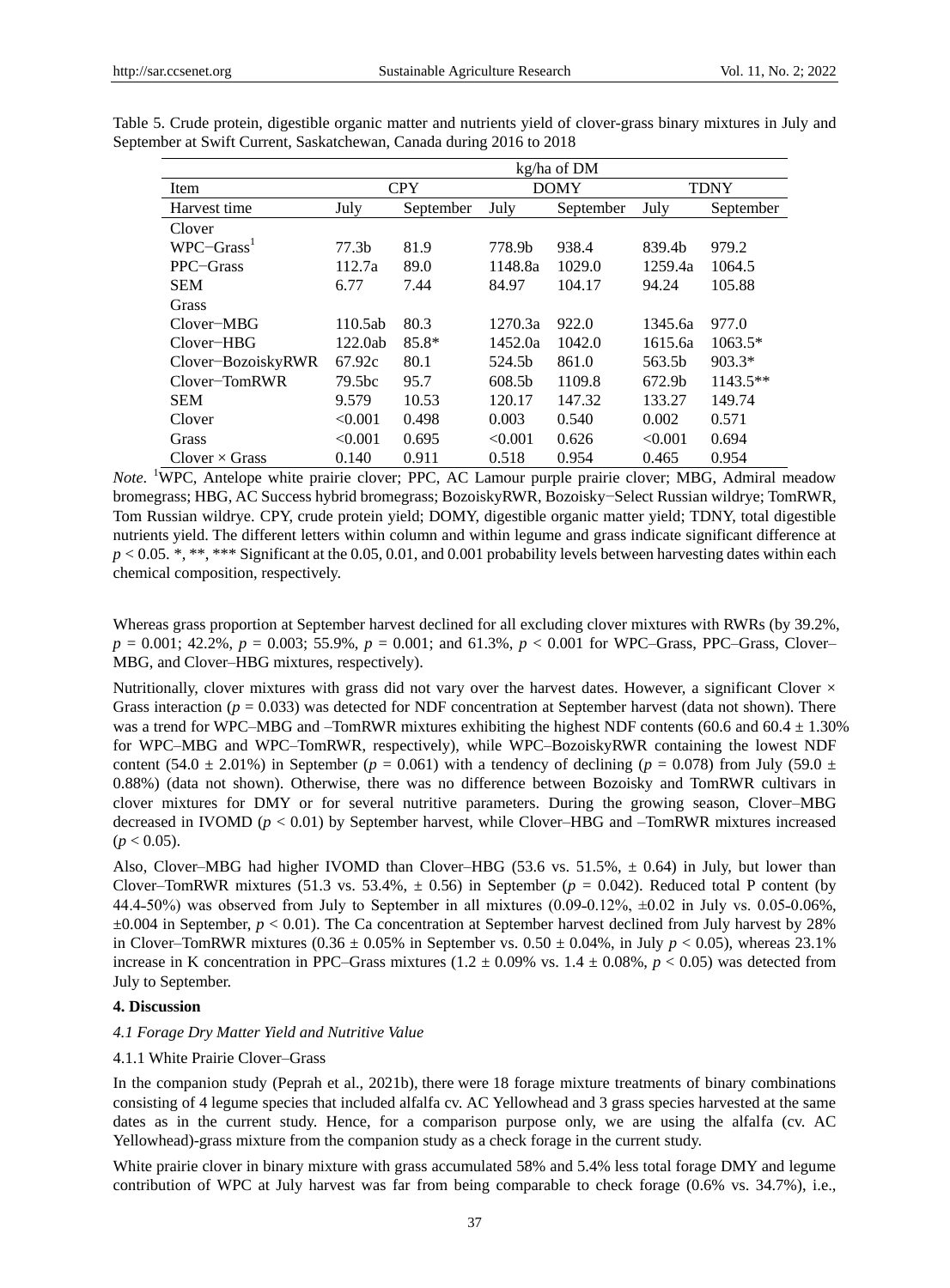Table 5. Crude protein, digestible organic matter and nutrients yield of clover-grass binary mixtures in July and September at Swift Current, Saskatchewan, Canada during 2016 to 2018

| | kg/ha of DM | | | | | |
|---|---|---|---|---|---|---|
| Item | CPY | | DOMY | | TDNY | |
| Harvest time | July | September | July | September | July | September |
| Clover | | | | | | |
| WPC−Grass[1] | 77.3b | 81.9 | 778.9b | 938.4 | 839.4b | 979.2 |
| PPC−Grass | 112.7a | 89.0 | 1148.8a | 1029.0 | 1259.4a | 1064.5 |
| SEM | 6.77 | 7.44 | 84.97 | 104.17 | 94.24 | 105.88 |
| Grass | | | | | | |
| Clover−MBG | 110.5ab | 80.3 | 1270.3a | 922.0 | 1345.6a | 977.0 |
| Clover−HBG | 122.0ab | 85.8* | 1452.0a | 1042.0 | 1615.6a | 1063.5* |
| Clover−BozoiskyRWR | 67.92c | 80.1 | 524.5b | 861.0 | 563.5b | 903.3* |
| Clover−TomRWR | 79.5bc | 95.7 | 608.5b | 1109.8 | 672.9b | 1143.5** |
| SEM | 9.579 | 10.53 | 120.17 | 147.32 | 133.27 | 149.74 |
| Clover | <0.001 | 0.498 | 0.003 | 0.540 | 0.002 | 0.571 |
| Grass | <0.001 | 0.695 | <0.001 | 0.626 | <0.001 | 0.694 |
| Clover × Grass | 0.140 | 0.911 | 0.518 | 0.954 | 0.465 | 0.954 |

*Note*. [1]WPC, Antelope white prairie clover; PPC, AC Lamour purple prairie clover; MBG, Admiral meadow bromegrass; HBG, AC Success hybrid bromegrass; BozoiskyRWR, Bozoisky−Select Russian wildrye; TomRWR, Tom Russian wildrye. CPY, crude protein yield; DOMY, digestible organic matter yield; TDNY, total digestible nutrients yield. The different letters within column and within legume and grass indicate significant difference at $p < 0.05$. *, **, *** Significant at the 0.05, 0.01, and 0.001 probability levels between harvesting dates within each chemical composition, respectively.

Whereas grass proportion at September harvest declined for all excluding clover mixtures with RWRs (by 39.2%, $p = 0.001$; 42.2%, $p = 0.003$; 55.9%, $p = 0.001$; and 61.3%, $p < 0.001$ for WPC–Grass, PPC–Grass, Clover–MBG, and Clover–HBG mixtures, respectively).

Nutritionally, clover mixtures with grass did not vary over the harvest dates. However, a significant Clover × Grass interaction ($p = 0.033$) was detected for NDF concentration at September harvest (data not shown). There was a trend for WPC–MBG and –TomRWR mixtures exhibiting the highest NDF contents (60.6 and 60.4 ± 1.30% for WPC–MBG and WPC–TomRWR, respectively), while WPC–BozoiskyRWR containing the lowest NDF content (54.0 ± 2.01%) in September ($p = 0.061$) with a tendency of declining ($p = 0.078$) from July (59.0 ± 0.88%) (data not shown). Otherwise, there was no difference between Bozoisky and TomRWR cultivars in clover mixtures for DMY or for several nutritive parameters. During the growing season, Clover–MBG decreased in IVOMD ($p < 0.01$) by September harvest, while Clover–HBG and –TomRWR mixtures increased ($p < 0.05$).

Also, Clover–MBG had higher IVOMD than Clover–HBG (53.6 vs. 51.5%, ± 0.64) in July, but lower than Clover–TomRWR mixtures (51.3 vs. 53.4%, ± 0.56) in September ($p = 0.042$). Reduced total P content (by 44.4-50%) was observed from July to September in all mixtures (0.09-0.12%, ±0.02 in July vs. 0.05-0.06%, ±0.004 in September, $p < 0.01$). The Ca concentration at September harvest declined from July harvest by 28% in Clover–TomRWR mixtures (0.36 ± 0.05% in September vs. 0.50 ± 0.04%, in July $p < 0.05$), whereas 23.1% increase in K concentration in PPC–Grass mixtures (1.2 ± 0.09% vs. 1.4 ± 0.08%, $p < 0.05$) was detected from July to September.

## 4. Discussion

### *4.1 Forage Dry Matter Yield and Nutritive Value*

#### 4.1.1 White Prairie Clover–Grass

In the companion study (Peprah et al., 2021b), there were 18 forage mixture treatments of binary combinations consisting of 4 legume species that included alfalfa cv. AC Yellowhead and 3 grass species harvested at the same dates as in the current study. Hence, for a comparison purpose only, we are using the alfalfa (cv. AC Yellowhead)-grass mixture from the companion study as a check forage in the current study.

White prairie clover in binary mixture with grass accumulated 58% and 5.4% less total forage DMY and legume contribution of WPC at July harvest was far from being comparable to check forage (0.6% vs. 34.7%), i.e.,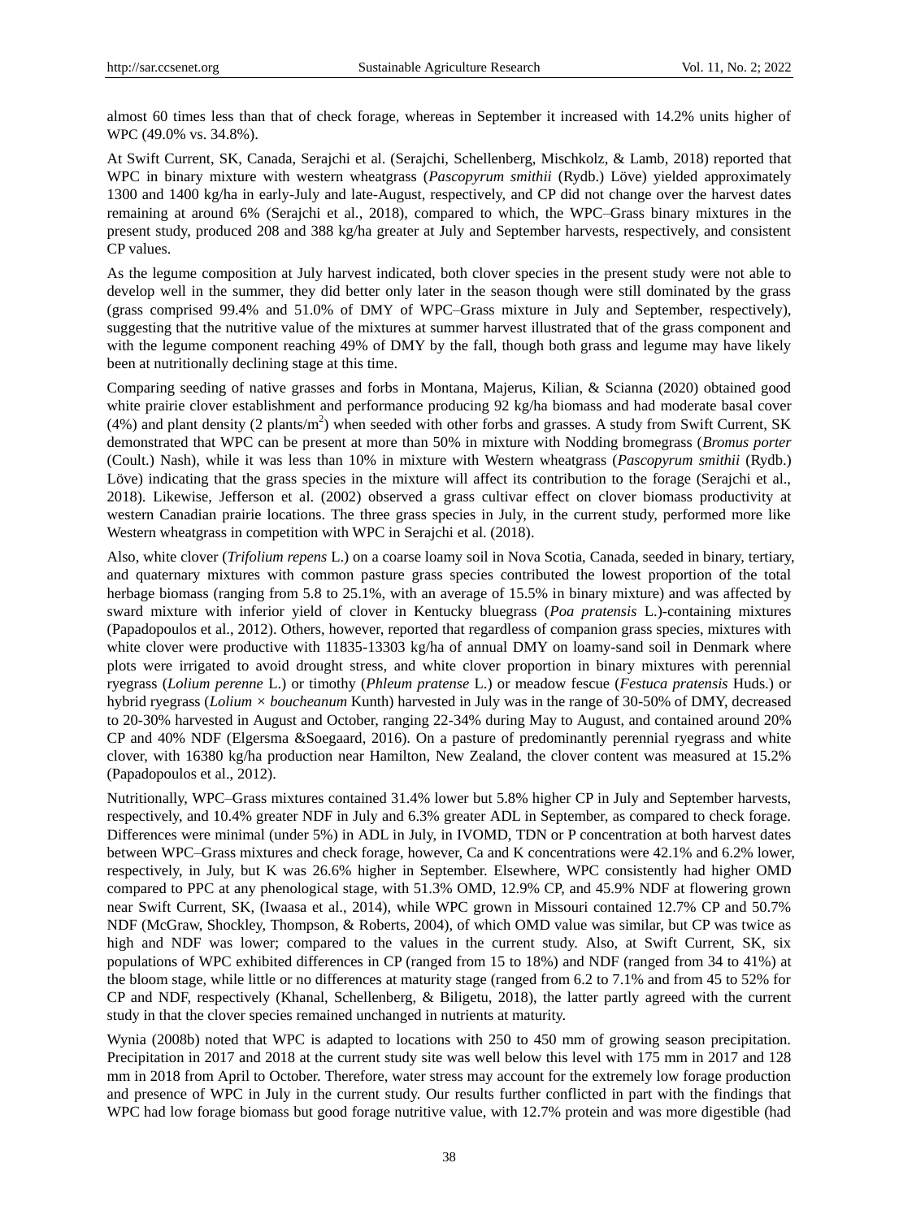almost 60 times less than that of check forage, whereas in September it increased with 14.2% units higher of WPC (49.0% vs. 34.8%).

At Swift Current, SK, Canada, Serajchi et al. (Serajchi, Schellenberg, Mischkolz, & Lamb, 2018) reported that WPC in binary mixture with western wheatgrass (*Pascopyrum smithii* (Rydb.) Löve) yielded approximately 1300 and 1400 kg/ha in early-July and late-August, respectively, and CP did not change over the harvest dates remaining at around 6% (Serajchi et al., 2018), compared to which, the WPC–Grass binary mixtures in the present study, produced 208 and 388 kg/ha greater at July and September harvests, respectively, and consistent CP values.

As the legume composition at July harvest indicated, both clover species in the present study were not able to develop well in the summer, they did better only later in the season though were still dominated by the grass (grass comprised 99.4% and 51.0% of DMY of WPC–Grass mixture in July and September, respectively), suggesting that the nutritive value of the mixtures at summer harvest illustrated that of the grass component and with the legume component reaching 49% of DMY by the fall, though both grass and legume may have likely been at nutritionally declining stage at this time.

Comparing seeding of native grasses and forbs in Montana, Majerus, Kilian, & Scianna (2020) obtained good white prairie clover establishment and performance producing 92 kg/ha biomass and had moderate basal cover (4%) and plant density (2 plants/m$^2$) when seeded with other forbs and grasses. A study from Swift Current, SK demonstrated that WPC can be present at more than 50% in mixture with Nodding bromegrass (*Bromus porter* (Coult.) Nash), while it was less than 10% in mixture with Western wheatgrass (*Pascopyrum smithii* (Rydb.) Löve) indicating that the grass species in the mixture will affect its contribution to the forage (Serajchi et al., 2018). Likewise, Jefferson et al. (2002) observed a grass cultivar effect on clover biomass productivity at western Canadian prairie locations. The three grass species in July, in the current study, performed more like Western wheatgrass in competition with WPC in Serajchi et al. (2018).

Also, white clover (*Trifolium repens* L.) on a coarse loamy soil in Nova Scotia, Canada, seeded in binary, tertiary, and quaternary mixtures with common pasture grass species contributed the lowest proportion of the total herbage biomass (ranging from 5.8 to 25.1%, with an average of 15.5% in binary mixture) and was affected by sward mixture with inferior yield of clover in Kentucky bluegrass (*Poa pratensis* L.)-containing mixtures (Papadopoulos et al., 2012). Others, however, reported that regardless of companion grass species, mixtures with white clover were productive with 11835-13303 kg/ha of annual DMY on loamy-sand soil in Denmark where plots were irrigated to avoid drought stress, and white clover proportion in binary mixtures with perennial ryegrass (*Lolium perenne* L.) or timothy (*Phleum pratense* L.) or meadow fescue (*Festuca pratensis* Huds.) or hybrid ryegrass (*Lolium × boucheanum* Kunth) harvested in July was in the range of 30-50% of DMY, decreased to 20-30% harvested in August and October, ranging 22-34% during May to August, and contained around 20% CP and 40% NDF (Elgersma &Soegaard, 2016). On a pasture of predominantly perennial ryegrass and white clover, with 16380 kg/ha production near Hamilton, New Zealand, the clover content was measured at 15.2% (Papadopoulos et al., 2012).

Nutritionally, WPC–Grass mixtures contained 31.4% lower but 5.8% higher CP in July and September harvests, respectively, and 10.4% greater NDF in July and 6.3% greater ADL in September, as compared to check forage. Differences were minimal (under 5%) in ADL in July, in IVOMD, TDN or P concentration at both harvest dates between WPC–Grass mixtures and check forage, however, Ca and K concentrations were 42.1% and 6.2% lower, respectively, in July, but K was 26.6% higher in September. Elsewhere, WPC consistently had higher OMD compared to PPC at any phenological stage, with 51.3% OMD, 12.9% CP, and 45.9% NDF at flowering grown near Swift Current, SK, (Iwaasa et al., 2014), while WPC grown in Missouri contained 12.7% CP and 50.7% NDF (McGraw, Shockley, Thompson, & Roberts, 2004), of which OMD value was similar, but CP was twice as high and NDF was lower; compared to the values in the current study. Also, at Swift Current, SK, six populations of WPC exhibited differences in CP (ranged from 15 to 18%) and NDF (ranged from 34 to 41%) at the bloom stage, while little or no differences at maturity stage (ranged from 6.2 to 7.1% and from 45 to 52% for CP and NDF, respectively (Khanal, Schellenberg, & Biligetu, 2018), the latter partly agreed with the current study in that the clover species remained unchanged in nutrients at maturity.

Wynia (2008b) noted that WPC is adapted to locations with 250 to 450 mm of growing season precipitation. Precipitation in 2017 and 2018 at the current study site was well below this level with 175 mm in 2017 and 128 mm in 2018 from April to October. Therefore, water stress may account for the extremely low forage production and presence of WPC in July in the current study. Our results further conflicted in part with the findings that WPC had low forage biomass but good forage nutritive value, with 12.7% protein and was more digestible (had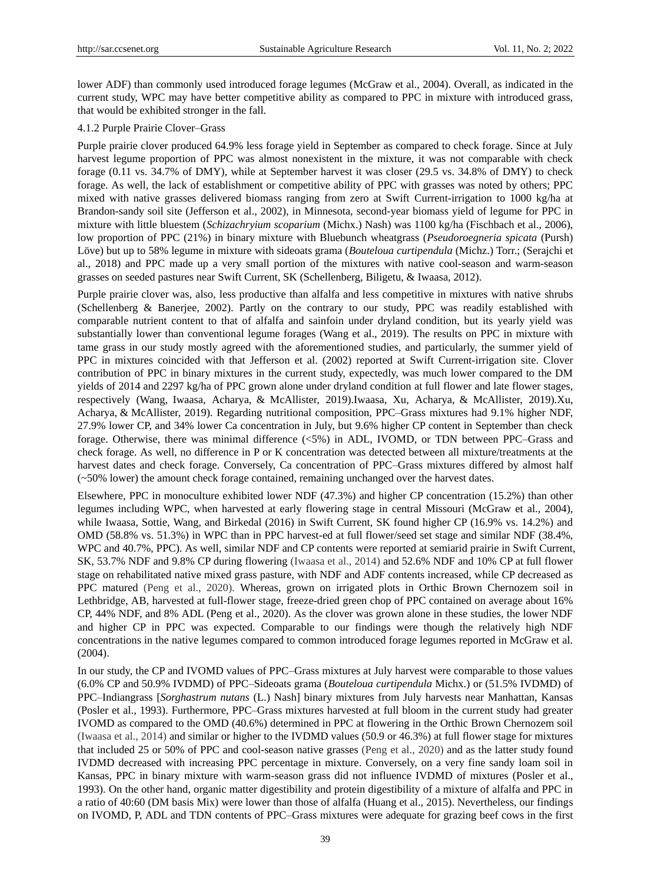lower ADF) than commonly used introduced forage legumes (McGraw et al., 2004). Overall, as indicated in the current study, WPC may have better competitive ability as compared to PPC in mixture with introduced grass, that would be exhibited stronger in the fall.

#### 4.1.2 Purple Prairie Clover–Grass

Purple prairie clover produced 64.9% less forage yield in September as compared to check forage. Since at July harvest legume proportion of PPC was almost nonexistent in the mixture, it was not comparable with check forage (0.11 vs. 34.7% of DMY), while at September harvest it was closer (29.5 vs. 34.8% of DMY) to check forage. As well, the lack of establishment or competitive ability of PPC with grasses was noted by others; PPC mixed with native grasses delivered biomass ranging from zero at Swift Current-irrigation to 1000 kg/ha at Brandon-sandy soil site (Jefferson et al., 2002), in Minnesota, second-year biomass yield of legume for PPC in mixture with little bluestem (*Schizachryium scoparium* (Michx.) Nash) was 1100 kg/ha (Fischbach et al., 2006), low proportion of PPC (21%) in binary mixture with Bluebunch wheatgrass (*Pseudoroegneria spicata* (Pursh) Löve) but up to 58% legume in mixture with sideoats grama (*Bouteloua curtipendula* (Michz.) Torr.; (Serajchi et al., 2018) and PPC made up a very small portion of the mixtures with native cool-season and warm-season grasses on seeded pastures near Swift Current, SK (Schellenberg, Biligetu, & Iwaasa, 2012).

Purple prairie clover was, also, less productive than alfalfa and less competitive in mixtures with native shrubs (Schellenberg & Banerjee, 2002). Partly on the contrary to our study, PPC was readily established with comparable nutrient content to that of alfalfa and sainfoin under dryland condition, but its yearly yield was substantially lower than conventional legume forages (Wang et al., 2019). The results on PPC in mixture with tame grass in our study mostly agreed with the aforementioned studies, and particularly, the summer yield of PPC in mixtures coincided with that Jefferson et al. (2002) reported at Swift Current-irrigation site. Clover contribution of PPC in binary mixtures in the current study, expectedly, was much lower compared to the DM yields of 2014 and 2297 kg/ha of PPC grown alone under dryland condition at full flower and late flower stages, respectively (Wang, Iwaasa, Acharya, & McAllister, 2019).Iwaasa, Xu, Acharya, & McAllister, 2019).Xu, Acharya, & McAllister, 2019). Regarding nutritional composition, PPC–Grass mixtures had 9.1% higher NDF, 27.9% lower CP, and 34% lower Ca concentration in July, but 9.6% higher CP content in September than check forage. Otherwise, there was minimal difference (<5%) in ADL, IVOMD, or TDN between PPC–Grass and check forage. As well, no difference in P or K concentration was detected between all mixture/treatments at the harvest dates and check forage. Conversely, Ca concentration of PPC–Grass mixtures differed by almost half (~50% lower) the amount check forage contained, remaining unchanged over the harvest dates.

Elsewhere, PPC in monoculture exhibited lower NDF (47.3%) and higher CP concentration (15.2%) than other legumes including WPC, when harvested at early flowering stage in central Missouri (McGraw et al., 2004), while Iwaasa, Sottie, Wang, and Birkedal (2016) in Swift Current, SK found higher CP (16.9% vs. 14.2%) and OMD (58.8% vs. 51.3%) in WPC than in PPC harvest-ed at full flower/seed set stage and similar NDF (38.4%, WPC and 40.7%, PPC). As well, similar NDF and CP contents were reported at semiarid prairie in Swift Current, SK, 53.7% NDF and 9.8% CP during flowering (Iwaasa et al., 2014) and 52.6% NDF and 10% CP at full flower stage on rehabilitated native mixed grass pasture, with NDF and ADF contents increased, while CP decreased as PPC matured (Peng et al., 2020). Whereas, grown on irrigated plots in Orthic Brown Chernozem soil in Lethbridge, AB, harvested at full-flower stage, freeze-dried green chop of PPC contained on average about 16% CP, 44% NDF, and 8% ADL (Peng et al., 2020). As the clover was grown alone in these studies, the lower NDF and higher CP in PPC was expected. Comparable to our findings were though the relatively high NDF concentrations in the native legumes compared to common introduced forage legumes reported in McGraw et al. (2004).

In our study, the CP and IVOMD values of PPC–Grass mixtures at July harvest were comparable to those values (6.0% CP and 50.9% IVDMD) of PPC–Sideoats grama (*Bouteloua curtipendula* Michx.) or (51.5% IVDMD) of PPC–Indiangrass [*Sorghastrum nutans* (L.) Nash] binary mixtures from July harvests near Manhattan, Kansas (Posler et al., 1993). Furthermore, PPC–Grass mixtures harvested at full bloom in the current study had greater IVOMD as compared to the OMD (40.6%) determined in PPC at flowering in the Orthic Brown Chernozem soil (Iwaasa et al., 2014) and similar or higher to the IVDMD values (50.9 or 46.3%) at full flower stage for mixtures that included 25 or 50% of PPC and cool-season native grasses (Peng et al., 2020) and as the latter study found IVDMD decreased with increasing PPC percentage in mixture. Conversely, on a very fine sandy loam soil in Kansas, PPC in binary mixture with warm-season grass did not influence IVDMD of mixtures (Posler et al., 1993). On the other hand, organic matter digestibility and protein digestibility of a mixture of alfalfa and PPC in a ratio of 40:60 (DM basis Mix) were lower than those of alfalfa (Huang et al., 2015). Nevertheless, our findings on IVOMD, P, ADL and TDN contents of PPC–Grass mixtures were adequate for grazing beef cows in the first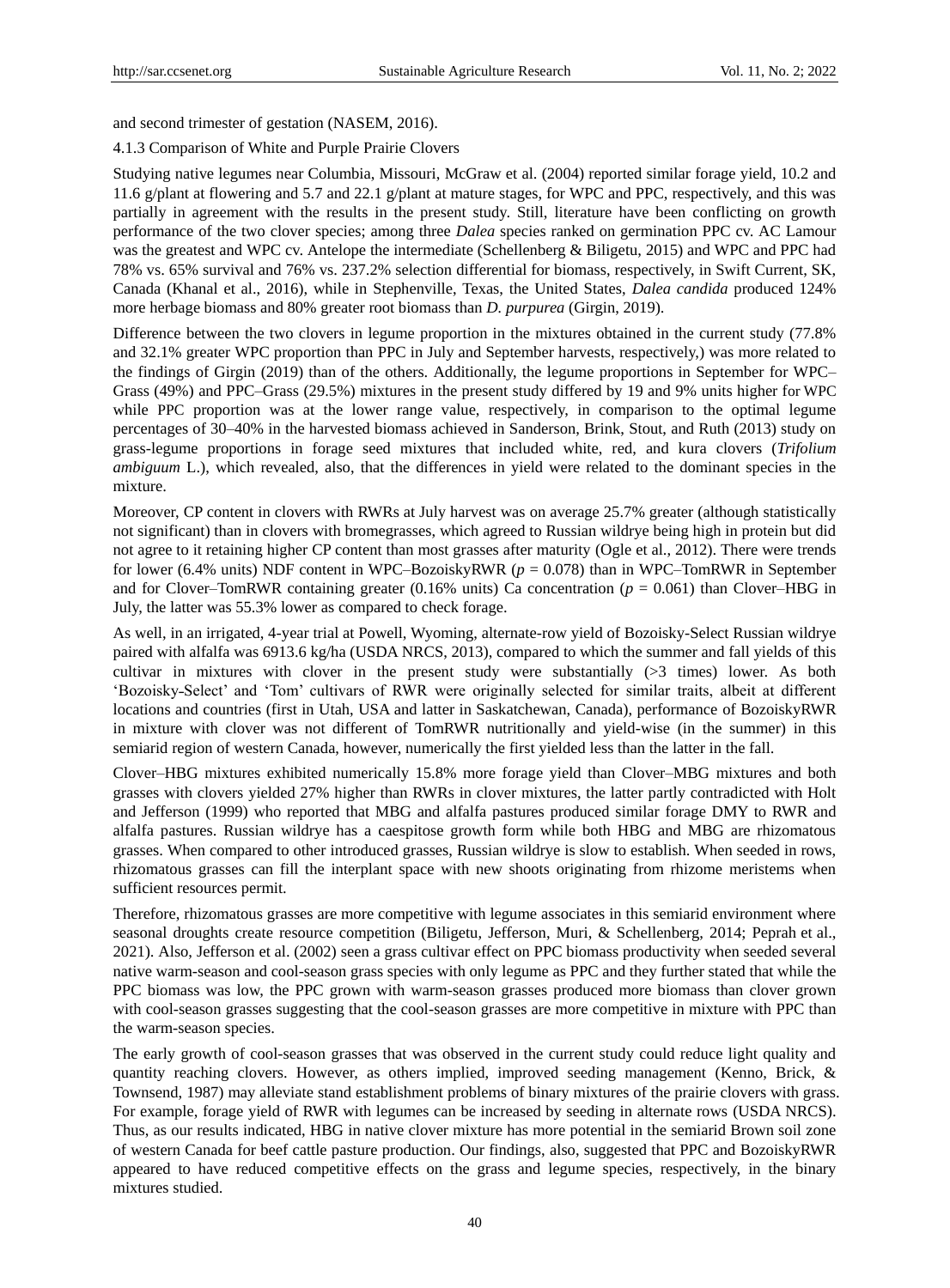and second trimester of gestation (NASEM, 2016).

#### 4.1.3 Comparison of White and Purple Prairie Clovers

Studying native legumes near Columbia, Missouri, McGraw et al. (2004) reported similar forage yield, 10.2 and 11.6 g/plant at flowering and 5.7 and 22.1 g/plant at mature stages, for WPC and PPC, respectively, and this was partially in agreement with the results in the present study. Still, literature have been conflicting on growth performance of the two clover species; among three *Dalea* species ranked on germination PPC cv. AC Lamour was the greatest and WPC cv. Antelope the intermediate (Schellenberg & Biligetu, 2015) and WPC and PPC had 78% vs. 65% survival and 76% vs. 237.2% selection differential for biomass, respectively, in Swift Current, SK, Canada (Khanal et al., 2016), while in Stephenville, Texas, the United States, *Dalea candida* produced 124% more herbage biomass and 80% greater root biomass than *D. purpurea* (Girgin, 2019).

Difference between the two clovers in legume proportion in the mixtures obtained in the current study (77.8% and 32.1% greater WPC proportion than PPC in July and September harvests, respectively,) was more related to the findings of Girgin (2019) than of the others. Additionally, the legume proportions in September for WPC–Grass (49%) and PPC–Grass (29.5%) mixtures in the present study differed by 19 and 9% units higher for WPC while PPC proportion was at the lower range value, respectively, in comparison to the optimal legume percentages of 30–40% in the harvested biomass achieved in Sanderson, Brink, Stout, and Ruth (2013) study on grass-legume proportions in forage seed mixtures that included white, red, and kura clovers (*Trifolium ambiguum* L.), which revealed, also, that the differences in yield were related to the dominant species in the mixture.

Moreover, CP content in clovers with RWRs at July harvest was on average 25.7% greater (although statistically not significant) than in clovers with bromegrasses, which agreed to Russian wildrye being high in protein but did not agree to it retaining higher CP content than most grasses after maturity (Ogle et al., 2012). There were trends for lower (6.4% units) NDF content in WPC–BozoiskyRWR ($p = 0.078$) than in WPC–TomRWR in September and for Clover–TomRWR containing greater (0.16% units) Ca concentration ($p = 0.061$) than Clover–HBG in July, the latter was 55.3% lower as compared to check forage.

As well, in an irrigated, 4-year trial at Powell, Wyoming, alternate-row yield of Bozoisky-Select Russian wildrye paired with alfalfa was 6913.6 kg/ha (USDA NRCS, 2013), compared to which the summer and fall yields of this cultivar in mixtures with clover in the present study were substantially (>3 times) lower. As both 'Bozoisky-Select' and 'Tom' cultivars of RWR were originally selected for similar traits, albeit at different locations and countries (first in Utah, USA and latter in Saskatchewan, Canada), performance of BozoiskyRWR in mixture with clover was not different of TomRWR nutritionally and yield-wise (in the summer) in this semiarid region of western Canada, however, numerically the first yielded less than the latter in the fall.

Clover–HBG mixtures exhibited numerically 15.8% more forage yield than Clover–MBG mixtures and both grasses with clovers yielded 27% higher than RWRs in clover mixtures, the latter partly contradicted with Holt and Jefferson (1999) who reported that MBG and alfalfa pastures produced similar forage DMY to RWR and alfalfa pastures. Russian wildrye has a caespitose growth form while both HBG and MBG are rhizomatous grasses. When compared to other introduced grasses, Russian wildrye is slow to establish. When seeded in rows, rhizomatous grasses can fill the interplant space with new shoots originating from rhizome meristems when sufficient resources permit.

Therefore, rhizomatous grasses are more competitive with legume associates in this semiarid environment where seasonal droughts create resource competition (Biligetu, Jefferson, Muri, & Schellenberg, 2014; Peprah et al., 2021). Also, Jefferson et al. (2002) seen a grass cultivar effect on PPC biomass productivity when seeded several native warm-season and cool-season grass species with only legume as PPC and they further stated that while the PPC biomass was low, the PPC grown with warm-season grasses produced more biomass than clover grown with cool-season grasses suggesting that the cool-season grasses are more competitive in mixture with PPC than the warm-season species.

The early growth of cool-season grasses that was observed in the current study could reduce light quality and quantity reaching clovers. However, as others implied, improved seeding management (Kenno, Brick, & Townsend, 1987) may alleviate stand establishment problems of binary mixtures of the prairie clovers with grass. For example, forage yield of RWR with legumes can be increased by seeding in alternate rows (USDA NRCS). Thus, as our results indicated, HBG in native clover mixture has more potential in the semiarid Brown soil zone of western Canada for beef cattle pasture production. Our findings, also, suggested that PPC and BozoiskyRWR appeared to have reduced competitive effects on the grass and legume species, respectively, in the binary mixtures studied.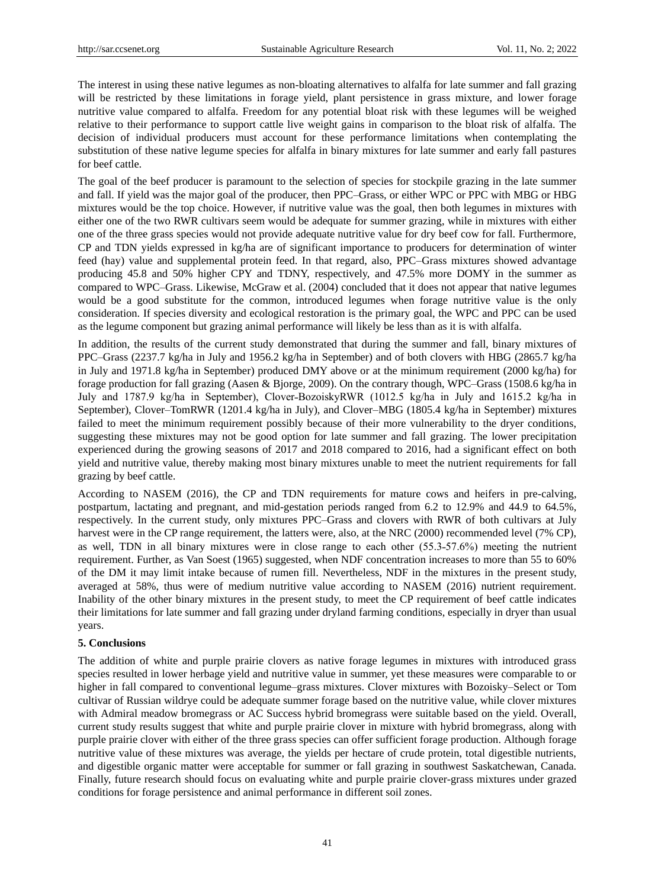The interest in using these native legumes as non-bloating alternatives to alfalfa for late summer and fall grazing will be restricted by these limitations in forage yield, plant persistence in grass mixture, and lower forage nutritive value compared to alfalfa. Freedom for any potential bloat risk with these legumes will be weighed relative to their performance to support cattle live weight gains in comparison to the bloat risk of alfalfa. The decision of individual producers must account for these performance limitations when contemplating the substitution of these native legume species for alfalfa in binary mixtures for late summer and early fall pastures for beef cattle.

The goal of the beef producer is paramount to the selection of species for stockpile grazing in the late summer and fall. If yield was the major goal of the producer, then PPC–Grass, or either WPC or PPC with MBG or HBG mixtures would be the top choice. However, if nutritive value was the goal, then both legumes in mixtures with either one of the two RWR cultivars seem would be adequate for summer grazing, while in mixtures with either one of the three grass species would not provide adequate nutritive value for dry beef cow for fall. Furthermore, CP and TDN yields expressed in kg/ha are of significant importance to producers for determination of winter feed (hay) value and supplemental protein feed. In that regard, also, PPC–Grass mixtures showed advantage producing 45.8 and 50% higher CPY and TDNY, respectively, and 47.5% more DOMY in the summer as compared to WPC–Grass. Likewise, McGraw et al. (2004) concluded that it does not appear that native legumes would be a good substitute for the common, introduced legumes when forage nutritive value is the only consideration. If species diversity and ecological restoration is the primary goal, the WPC and PPC can be used as the legume component but grazing animal performance will likely be less than as it is with alfalfa.

In addition, the results of the current study demonstrated that during the summer and fall, binary mixtures of PPC–Grass (2237.7 kg/ha in July and 1956.2 kg/ha in September) and of both clovers with HBG (2865.7 kg/ha in July and 1971.8 kg/ha in September) produced DMY above or at the minimum requirement (2000 kg/ha) for forage production for fall grazing (Aasen & Bjorge, 2009). On the contrary though, WPC–Grass (1508.6 kg/ha in July and 1787.9 kg/ha in September), Clover-BozoiskyRWR (1012.5 kg/ha in July and 1615.2 kg/ha in September), Clover–TomRWR (1201.4 kg/ha in July), and Clover–MBG (1805.4 kg/ha in September) mixtures failed to meet the minimum requirement possibly because of their more vulnerability to the dryer conditions, suggesting these mixtures may not be good option for late summer and fall grazing. The lower precipitation experienced during the growing seasons of 2017 and 2018 compared to 2016, had a significant effect on both yield and nutritive value, thereby making most binary mixtures unable to meet the nutrient requirements for fall grazing by beef cattle.

According to NASEM (2016), the CP and TDN requirements for mature cows and heifers in pre-calving, postpartum, lactating and pregnant, and mid-gestation periods ranged from 6.2 to 12.9% and 44.9 to 64.5%, respectively. In the current study, only mixtures PPC–Grass and clovers with RWR of both cultivars at July harvest were in the CP range requirement, the latters were, also, at the NRC (2000) recommended level (7% CP), as well, TDN in all binary mixtures were in close range to each other (55.3-57.6%) meeting the nutrient requirement. Further, as Van Soest (1965) suggested, when NDF concentration increases to more than 55 to 60% of the DM it may limit intake because of rumen fill. Nevertheless, NDF in the mixtures in the present study, averaged at 58%, thus were of medium nutritive value according to NASEM (2016) nutrient requirement. Inability of the other binary mixtures in the present study, to meet the CP requirement of beef cattle indicates their limitations for late summer and fall grazing under dryland farming conditions, especially in dryer than usual years.

## 5. Conclusions

The addition of white and purple prairie clovers as native forage legumes in mixtures with introduced grass species resulted in lower herbage yield and nutritive value in summer, yet these measures were comparable to or higher in fall compared to conventional legume–grass mixtures. Clover mixtures with Bozoisky–Select or Tom cultivar of Russian wildrye could be adequate summer forage based on the nutritive value, while clover mixtures with Admiral meadow bromegrass or AC Success hybrid bromegrass were suitable based on the yield. Overall, current study results suggest that white and purple prairie clover in mixture with hybrid bromegrass, along with purple prairie clover with either of the three grass species can offer sufficient forage production. Although forage nutritive value of these mixtures was average, the yields per hectare of crude protein, total digestible nutrients, and digestible organic matter were acceptable for summer or fall grazing in southwest Saskatchewan, Canada. Finally, future research should focus on evaluating white and purple prairie clover-grass mixtures under grazed conditions for forage persistence and animal performance in different soil zones.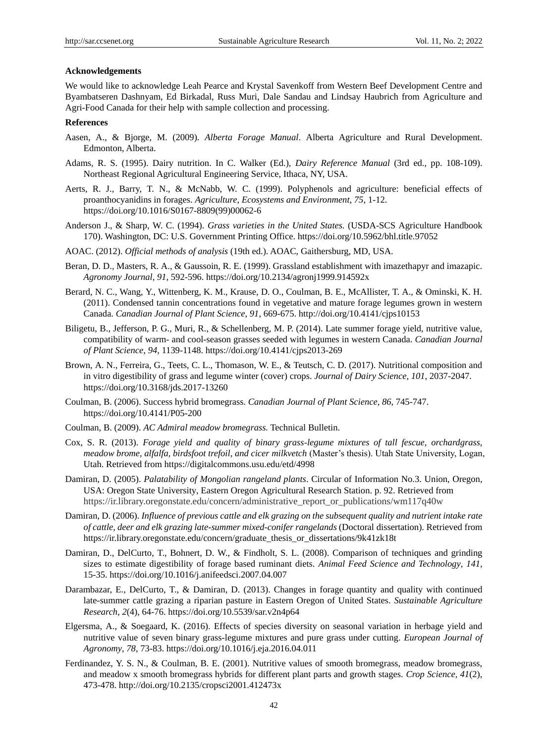**Acknowledgements**

We would like to acknowledge Leah Pearce and Krystal Savenkoff from Western Beef Development Centre and Byambatseren Dashnyam, Ed Birkadal, Russ Muri, Dale Sandau and Lindsay Haubrich from Agriculture and Agri-Food Canada for their help with sample collection and processing.

**References**

Aasen, A., & Bjorge, M. (2009). *Alberta Forage Manual*. Alberta Agriculture and Rural Development. Edmonton, Alberta.

Adams, R. S. (1995). Dairy nutrition. In C. Walker (Ed.), *Dairy Reference Manual* (3rd ed., pp. 108-109). Northeast Regional Agricultural Engineering Service, Ithaca, NY, USA.

Aerts, R. J., Barry, T. N., & McNabb, W. C. (1999). Polyphenols and agriculture: beneficial effects of proanthocyanidins in forages. *Agriculture, Ecosystems and Environment, 75*, 1-12. https://doi.org/10.1016/S0167-8809(99)00062-6

Anderson J., & Sharp, W. C. (1994). *Grass varieties in the United States.* (USDA-SCS Agriculture Handbook 170). Washington, DC: U.S. Government Printing Office. https://doi.org/10.5962/bhl.title.97052

AOAC. (2012). *Official methods of analysis* (19th ed.). AOAC, Gaithersburg, MD, USA.

Beran, D. D., Masters, R. A., & Gaussoin, R. E. (1999). Grassland establishment with imazethapyr and imazapic. *Agronomy Journal, 91*, 592-596. https://doi.org/10.2134/agronj1999.914592x

Berard, N. C., Wang, Y., Wittenberg, K. M., Krause, D. O., Coulman, B. E., McAllister, T. A., & Ominski, K. H. (2011). Condensed tannin concentrations found in vegetative and mature forage legumes grown in western Canada. *Canadian Journal of Plant Science, 91*, 669-675. http://doi.org/10.4141/cjps10153

Biligetu, B., Jefferson, P. G., Muri, R., & Schellenberg, M. P. (2014). Late summer forage yield, nutritive value, compatibility of warm- and cool-season grasses seeded with legumes in western Canada. *Canadian Journal of Plant Science, 94*, 1139-1148. https://doi.org/10.4141/cjps2013-269

Brown, A. N., Ferreira, G., Teets, C. L., Thomason, W. E., & Teutsch, C. D. (2017). Nutritional composition and in vitro digestibility of grass and legume winter (cover) crops. *Journal of Dairy Science, 101*, 2037-2047. https://doi.org/10.3168/jds.2017-13260

Coulman, B. (2006). Success hybrid bromegrass. *Canadian Journal of Plant Science, 86*, 745-747. https://doi.org/10.4141/P05-200

Coulman, B. (2009). *AC Admiral meadow bromegrass.* Technical Bulletin.

Cox, S. R. (2013). *Forage yield and quality of binary grass-legume mixtures of tall fescue, orchardgrass, meadow brome, alfalfa, birdsfoot trefoil, and cicer milkvetch* (Master's thesis). Utah State University, Logan, Utah. Retrieved from https://digitalcommons.usu.edu/etd/4998

Damiran, D. (2005). *Palatability of Mongolian rangeland plants*. Circular of Information No.3. Union, Oregon, USA: Oregon State University, Eastern Oregon Agricultural Research Station. p. 92. Retrieved from https://ir.library.oregonstate.edu/concern/administrative_report_or_publications/wm117q40w

Damiran, D. (2006). *Influence of previous cattle and elk grazing on the subsequent quality and nutrient intake rate of cattle, deer and elk grazing late-summer mixed-conifer rangelands* (Doctoral dissertation). Retrieved from https://ir.library.oregonstate.edu/concern/graduate_thesis_or_dissertations/9k41zk18t

Damiran, D., DelCurto, T., Bohnert, D. W., & Findholt, S. L. (2008). Comparison of techniques and grinding sizes to estimate digestibility of forage based ruminant diets. *Animal Feed Science and Technology, 141*, 15-35. https://doi.org/10.1016/j.anifeedsci.2007.04.007

Darambazar, E., DelCurto, T., & Damiran, D. (2013). Changes in forage quantity and quality with continued late-summer cattle grazing a riparian pasture in Eastern Oregon of United States. *Sustainable Agriculture Research, 2*(4), 64-76. https://doi.org/10.5539/sar.v2n4p64

Elgersma, A., & Soegaard, K. (2016). Effects of species diversity on seasonal variation in herbage yield and nutritive value of seven binary grass-legume mixtures and pure grass under cutting. *European Journal of Agronomy, 78*, 73-83. https://doi.org/10.1016/j.eja.2016.04.011

Ferdinandez, Y. S. N., & Coulman, B. E. (2001). Nutritive values of smooth bromegrass, meadow bromegrass, and meadow x smooth bromegrass hybrids for different plant parts and growth stages. *Crop Science, 41*(2), 473-478. http://doi.org/10.2135/cropsci2001.412473x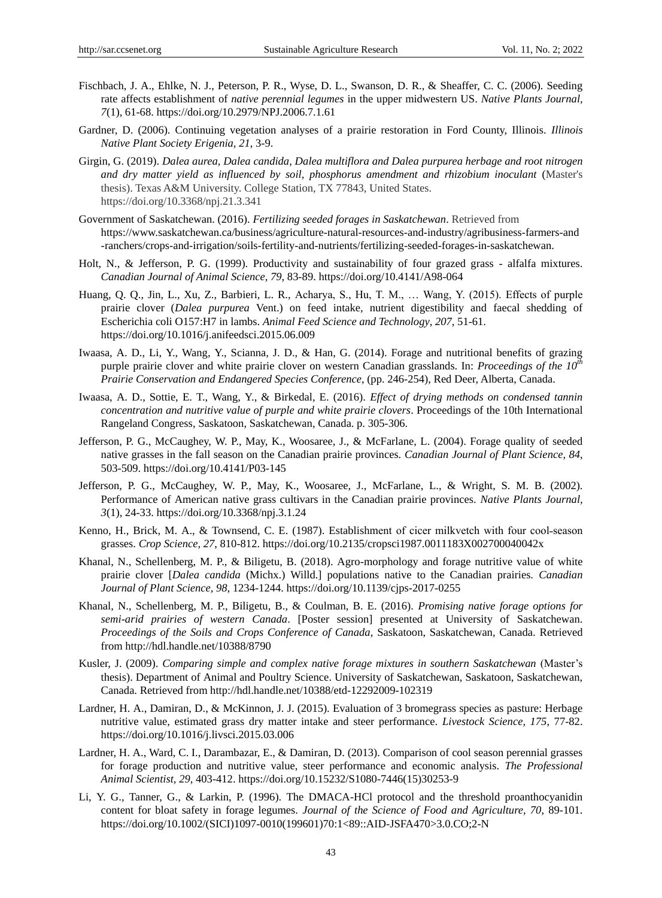Fischbach, J. A., Ehlke, N. J., Peterson, P. R., Wyse, D. L., Swanson, D. R., & Sheaffer, C. C. (2006). Seeding rate affects establishment of *native perennial legumes* in the upper midwestern US. *Native Plants Journal, 7*(1), 61-68. https://doi.org/10.2979/NPJ.2006.7.1.61

Gardner, D. (2006). Continuing vegetation analyses of a prairie restoration in Ford County, Illinois. *Illinois Native Plant Society Erigenia, 21*, 3-9.

Girgin, G. (2019). *Dalea aurea, Dalea candida, Dalea multiflora and Dalea purpurea herbage and root nitrogen and dry matter yield as influenced by soil, phosphorus amendment and rhizobium inoculant* (Master's thesis). Texas A&M University. College Station, TX 77843, United States. https://doi.org/10.3368/npj.21.3.341

Government of Saskatchewan. (2016). *Fertilizing seeded forages in Saskatchewan*. Retrieved from https://www.saskatchewan.ca/business/agriculture-natural-resources-and-industry/agribusiness-farmers-and-ranchers/crops-and-irrigation/soils-fertility-and-nutrients/fertilizing-seeded-forages-in-saskatchewan.

Holt, N., & Jefferson, P. G. (1999). Productivity and sustainability of four grazed grass - alfalfa mixtures. *Canadian Journal of Animal Science, 79*, 83-89. https://doi.org/10.4141/A98-064

Huang, Q. Q., Jin, L., Xu, Z., Barbieri, L. R., Acharya, S., Hu, T. M., … Wang, Y. (2015). Effects of purple prairie clover (*Dalea purpurea* Vent.) on feed intake, nutrient digestibility and faecal shedding of Escherichia coli O157:H7 in lambs. *Animal Feed Science and Technology, 207*, 51-61. https://doi.org/10.1016/j.anifeedsci.2015.06.009

Iwaasa, A. D., Li, Y., Wang, Y., Scianna, J. D., & Han, G. (2014). Forage and nutritional benefits of grazing purple prairie clover and white prairie clover on western Canadian grasslands. In: *Proceedings of the 10th Prairie Conservation and Endangered Species Conference*, (pp. 246-254), Red Deer, Alberta, Canada.

Iwaasa, A. D., Sottie, E. T., Wang, Y., & Birkedal, E. (2016). *Effect of drying methods on condensed tannin concentration and nutritive value of purple and white prairie clovers*. Proceedings of the 10th International Rangeland Congress, Saskatoon, Saskatchewan, Canada. p. 305-306.

Jefferson, P. G., McCaughey, W. P., May, K., Woosaree, J., & McFarlane, L. (2004). Forage quality of seeded native grasses in the fall season on the Canadian prairie provinces. *Canadian Journal of Plant Science, 84*, 503-509. https://doi.org/10.4141/P03-145

Jefferson, P. G., McCaughey, W. P., May, K., Woosaree, J., McFarlane, L., & Wright, S. M. B. (2002). Performance of American native grass cultivars in the Canadian prairie provinces. *Native Plants Journal, 3*(1), 24-33. https://doi.org/10.3368/npj.3.1.24

Kenno, H., Brick, M. A., & Townsend, C. E. (1987). Establishment of cicer milkvetch with four cool-season grasses. *Crop Science, 27*, 810-812. https://doi.org/10.2135/cropsci1987.0011183X002700040042x

Khanal, N., Schellenberg, M. P., & Biligetu, B. (2018). Agro-morphology and forage nutritive value of white prairie clover [*Dalea candida* (Michx.) Willd.] populations native to the Canadian prairies. *Canadian Journal of Plant Science, 98*, 1234-1244. https://doi.org/10.1139/cjps-2017-0255

Khanal, N., Schellenberg, M. P., Biligetu, B., & Coulman, B. E. (2016). *Promising native forage options for semi-arid prairies of western Canada*. [Poster session] presented at University of Saskatchewan. *Proceedings of the Soils and Crops Conference of Canada*, Saskatoon, Saskatchewan, Canada. Retrieved from http://hdl.handle.net/10388/8790

Kusler, J. (2009). *Comparing simple and complex native forage mixtures in southern Saskatchewan* (Master's thesis). Department of Animal and Poultry Science. University of Saskatchewan, Saskatoon, Saskatchewan, Canada. Retrieved from http://hdl.handle.net/10388/etd-12292009-102319

Lardner, H. A., Damiran, D., & McKinnon, J. J. (2015). Evaluation of 3 bromegrass species as pasture: Herbage nutritive value, estimated grass dry matter intake and steer performance. *Livestock Science, 175*, 77-82. https://doi.org/10.1016/j.livsci.2015.03.006

Lardner, H. A., Ward, C. I., Darambazar, E., & Damiran, D. (2013). Comparison of cool season perennial grasses for forage production and nutritive value, steer performance and economic analysis. *The Professional Animal Scientist, 29*, 403-412. https://doi.org/10.15232/S1080-7446(15)30253-9

Li, Y. G., Tanner, G., & Larkin, P. (1996). The DMACA-HCl protocol and the threshold proanthocyanidin content for bloat safety in forage legumes. *Journal of the Science of Food and Agriculture, 70*, 89-101. https://doi.org/10.1002/(SICI)1097-0010(199601)70:1<89::AID-JSFA470>3.0.CO;2-N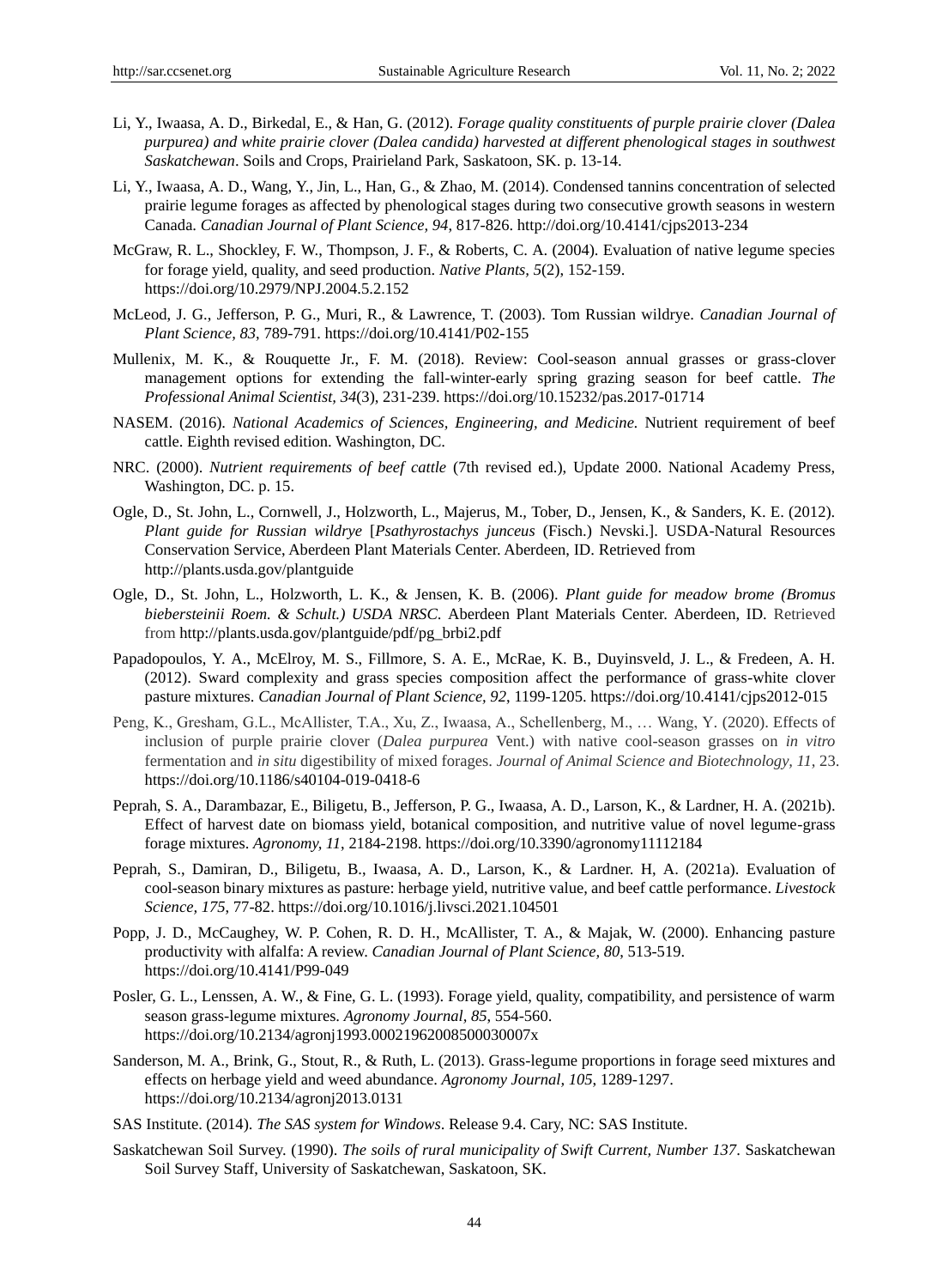Li, Y., Iwaasa, A. D., Birkedal, E., & Han, G. (2012). *Forage quality constituents of purple prairie clover (Dalea purpurea) and white prairie clover (Dalea candida) harvested at different phenological stages in southwest Saskatchewan*. Soils and Crops, Prairieland Park, Saskatoon, SK. p. 13-14.

Li, Y., Iwaasa, A. D., Wang, Y., Jin, L., Han, G., & Zhao, M. (2014). Condensed tannins concentration of selected prairie legume forages as affected by phenological stages during two consecutive growth seasons in western Canada. *Canadian Journal of Plant Science, 94*, 817-826. http://doi.org/10.4141/cjps2013-234

McGraw, R. L., Shockley, F. W., Thompson, J. F., & Roberts, C. A. (2004). Evaluation of native legume species for forage yield, quality, and seed production. *Native Plants, 5*(2), 152-159. https://doi.org/10.2979/NPJ.2004.5.2.152

McLeod, J. G., Jefferson, P. G., Muri, R., & Lawrence, T. (2003). Tom Russian wildrye. *Canadian Journal of Plant Science, 83*, 789-791. https://doi.org/10.4141/P02-155

Mullenix, M. K., & Rouquette Jr., F. M. (2018). Review: Cool-season annual grasses or grass-clover management options for extending the fall-winter-early spring grazing season for beef cattle. *The Professional Animal Scientist, 34*(3), 231-239. https://doi.org/10.15232/pas.2017-01714

NASEM. (2016). *National Academics of Sciences, Engineering, and Medicine.* Nutrient requirement of beef cattle. Eighth revised edition. Washington, DC.

NRC. (2000). *Nutrient requirements of beef cattle* (7th revised ed.), Update 2000. National Academy Press, Washington, DC. p. 15.

Ogle, D., St. John, L., Cornwell, J., Holzworth, L., Majerus, M., Tober, D., Jensen, K., & Sanders, K. E. (2012). *Plant guide for Russian wildrye* [*Psathyrostachys junceus* (Fisch.) Nevski.]. USDA-Natural Resources Conservation Service, Aberdeen Plant Materials Center. Aberdeen, ID. Retrieved from http://plants.usda.gov/plantguide

Ogle, D., St. John, L., Holzworth, L. K., & Jensen, K. B. (2006). *Plant guide for meadow brome (Bromus biebersteinii Roem. & Schult.) USDA NRSC*. Aberdeen Plant Materials Center. Aberdeen, ID. Retrieved from http://plants.usda.gov/plantguide/pdf/pg_brbi2.pdf

Papadopoulos, Y. A., McElroy, M. S., Fillmore, S. A. E., McRae, K. B., Duyinsveld, J. L., & Fredeen, A. H. (2012). Sward complexity and grass species composition affect the performance of grass-white clover pasture mixtures. *Canadian Journal of Plant Science, 92*, 1199-1205. https://doi.org/10.4141/cjps2012-015

Peng, K., Gresham, G.L., McAllister, T.A., Xu, Z., Iwaasa, A., Schellenberg, M., … Wang, Y. (2020). Effects of inclusion of purple prairie clover (*Dalea purpurea* Vent.) with native cool-season grasses on *in vitro* fermentation and *in situ* digestibility of mixed forages. *Journal of Animal Science and Biotechnology, 11*, 23. https://doi.org/10.1186/s40104-019-0418-6

Peprah, S. A., Darambazar, E., Biligetu, B., Jefferson, P. G., Iwaasa, A. D., Larson, K., & Lardner, H. A. (2021b). Effect of harvest date on biomass yield, botanical composition, and nutritive value of novel legume-grass forage mixtures. *Agronomy, 11*, 2184-2198. https://doi.org/10.3390/agronomy11112184

Peprah, S., Damiran, D., Biligetu, B., Iwaasa, A. D., Larson, K., & Lardner. H, A. (2021a). Evaluation of cool-season binary mixtures as pasture: herbage yield, nutritive value, and beef cattle performance. *Livestock Science, 175*, 77-82. https://doi.org/10.1016/j.livsci.2021.104501

Popp, J. D., McCaughey, W. P. Cohen, R. D. H., McAllister, T. A., & Majak, W. (2000). Enhancing pasture productivity with alfalfa: A review. *Canadian Journal of Plant Science, 80*, 513-519. https://doi.org/10.4141/P99-049

Posler, G. L., Lenssen, A. W., & Fine, G. L. (1993). Forage yield, quality, compatibility, and persistence of warm season grass-legume mixtures. *Agronomy Journal, 85*, 554-560. https://doi.org/10.2134/agronj1993.00021962008500030007x

Sanderson, M. A., Brink, G., Stout, R., & Ruth, L. (2013). Grass-legume proportions in forage seed mixtures and effects on herbage yield and weed abundance. *Agronomy Journal, 105*, 1289-1297. https://doi.org/10.2134/agronj2013.0131

SAS Institute. (2014). *The SAS system for Windows*. Release 9.4. Cary, NC: SAS Institute.

Saskatchewan Soil Survey. (1990). *The soils of rural municipality of Swift Current, Number 137*. Saskatchewan Soil Survey Staff, University of Saskatchewan, Saskatoon, SK.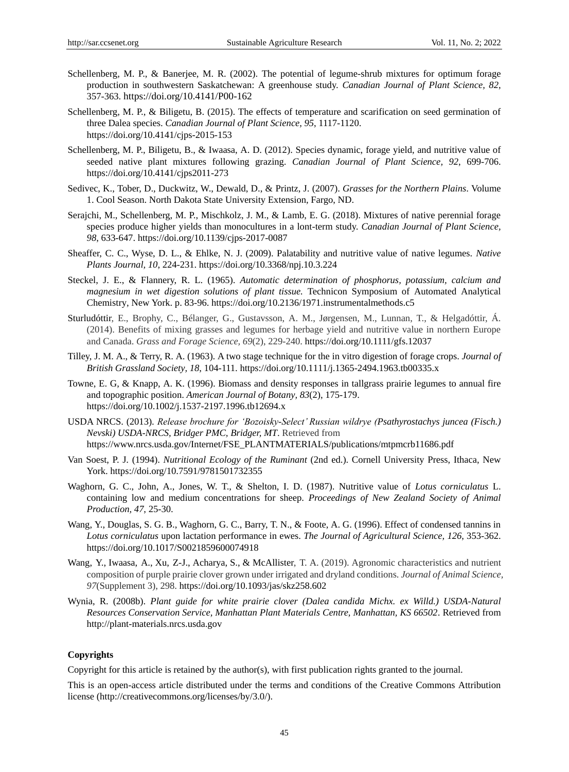Schellenberg, M. P., & Banerjee, M. R. (2002). The potential of legume-shrub mixtures for optimum forage production in southwestern Saskatchewan: A greenhouse study. *Canadian Journal of Plant Science, 82*, 357-363. https://doi.org/10.4141/P00-162

Schellenberg, M. P., & Biligetu, B. (2015). The effects of temperature and scarification on seed germination of three Dalea species. *Canadian Journal of Plant Science, 95*, 1117-1120. https://doi.org/10.4141/cjps-2015-153

Schellenberg, M. P., Biligetu, B., & Iwaasa, A. D. (2012). Species dynamic, forage yield, and nutritive value of seeded native plant mixtures following grazing. *Canadian Journal of Plant Science, 92*, 699-706. https://doi.org/10.4141/cjps2011-273

Sedivec, K., Tober, D., Duckwitz, W., Dewald, D., & Printz, J. (2007). *Grasses for the Northern Plains*. Volume 1. Cool Season. North Dakota State University Extension, Fargo, ND.

Serajchi, M., Schellenberg, M. P., Mischkolz, J. M., & Lamb, E. G. (2018). Mixtures of native perennial forage species produce higher yields than monocultures in a lont-term study. *Canadian Journal of Plant Science, 98*, 633-647. https://doi.org/10.1139/cjps-2017-0087

Sheaffer, C. C., Wyse, D. L., & Ehlke, N. J. (2009). Palatability and nutritive value of native legumes. *Native Plants Journal, 10*, 224-231. https://doi.org/10.3368/npj.10.3.224

Steckel, J. E., & Flannery, R. L. (1965). *Automatic determination of phosphorus, potassium, calcium and magnesium in wet digestion solutions of plant tissue.* Technicon Symposium of Automated Analytical Chemistry, New York. p. 83-96. https://doi.org/10.2136/1971.instrumentalmethods.c5

Sturludóttir, E., Brophy, C., Bélanger, G., Gustavsson, A. M., Jørgensen, M., Lunnan, T., & Helgadóttir, Á. (2014). Benefits of mixing grasses and legumes for herbage yield and nutritive value in northern Europe and Canada. *Grass and Forage Science, 69*(2), 229-240. https://doi.org/10.1111/gfs.12037

Tilley, J. M. A., & Terry, R. A. (1963). A two stage technique for the in vitro digestion of forage crops. *Journal of British Grassland Society, 18*, 104-111. https://doi.org/10.1111/j.1365-2494.1963.tb00335.x

Towne, E. G, & Knapp, A. K. (1996). Biomass and density responses in tallgrass prairie legumes to annual fire and topographic position. *American Journal of Botany, 83*(2), 175-179. https://doi.org/10.1002/j.1537-2197.1996.tb12694.x

USDA NRCS. (2013). *Release brochure for 'Bozoisky-Select' Russian wildrye (Psathyrostachys juncea (Fisch.) Nevski) USDA-NRCS, Bridger PMC, Bridger, MT*. Retrieved from https://www.nrcs.usda.gov/Internet/FSE_PLANTMATERIALS/publications/mtpmcrb11686.pdf

Van Soest, P. J. (1994). *Nutritional Ecology of the Ruminant* (2nd ed.). Cornell University Press, Ithaca, New York. https://doi.org/10.7591/9781501732355

Waghorn, G. C., John, A., Jones, W. T., & Shelton, I. D. (1987). Nutritive value of *Lotus corniculatus* L. containing low and medium concentrations for sheep. *Proceedings of New Zealand Society of Animal Production, 47*, 25-30.

Wang, Y., Douglas, S. G. B., Waghorn, G. C., Barry, T. N., & Foote, A. G. (1996). Effect of condensed tannins in *Lotus corniculatus* upon lactation performance in ewes. *The Journal of Agricultural Science, 126*, 353-362. https://doi.org/10.1017/S0021859600074918

Wang, Y., Iwaasa, A., Xu, Z-J., Acharya, S., & McAllister, T. A. (2019). Agronomic characteristics and nutrient composition of purple prairie clover grown under irrigated and dryland conditions. *Journal of Animal Science, 97*(Supplement 3), 298. https://doi.org/10.1093/jas/skz258.602

Wynia, R. (2008b). *Plant guide for white prairie clover (Dalea candida Michx. ex Willd.) USDA-Natural Resources Conservation Service, Manhattan Plant Materials Centre, Manhattan, KS 66502*. Retrieved from http://plant-materials.nrcs.usda.gov

## Copyrights

Copyright for this article is retained by the author(s), with first publication rights granted to the journal.

This is an open-access article distributed under the terms and conditions of the Creative Commons Attribution license (http://creativecommons.org/licenses/by/3.0/).